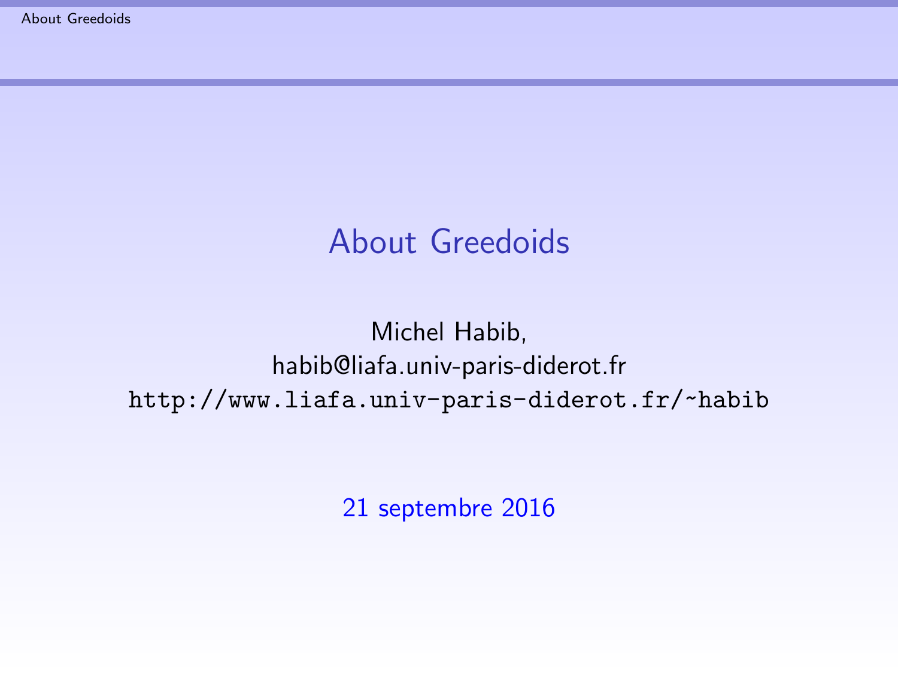# About Greedoids

Michel Habib,
habib@liafa.univ-paris-diderot.fr
http://www.liafa.univ-paris-diderot.fr/~habib

21 septembre 2016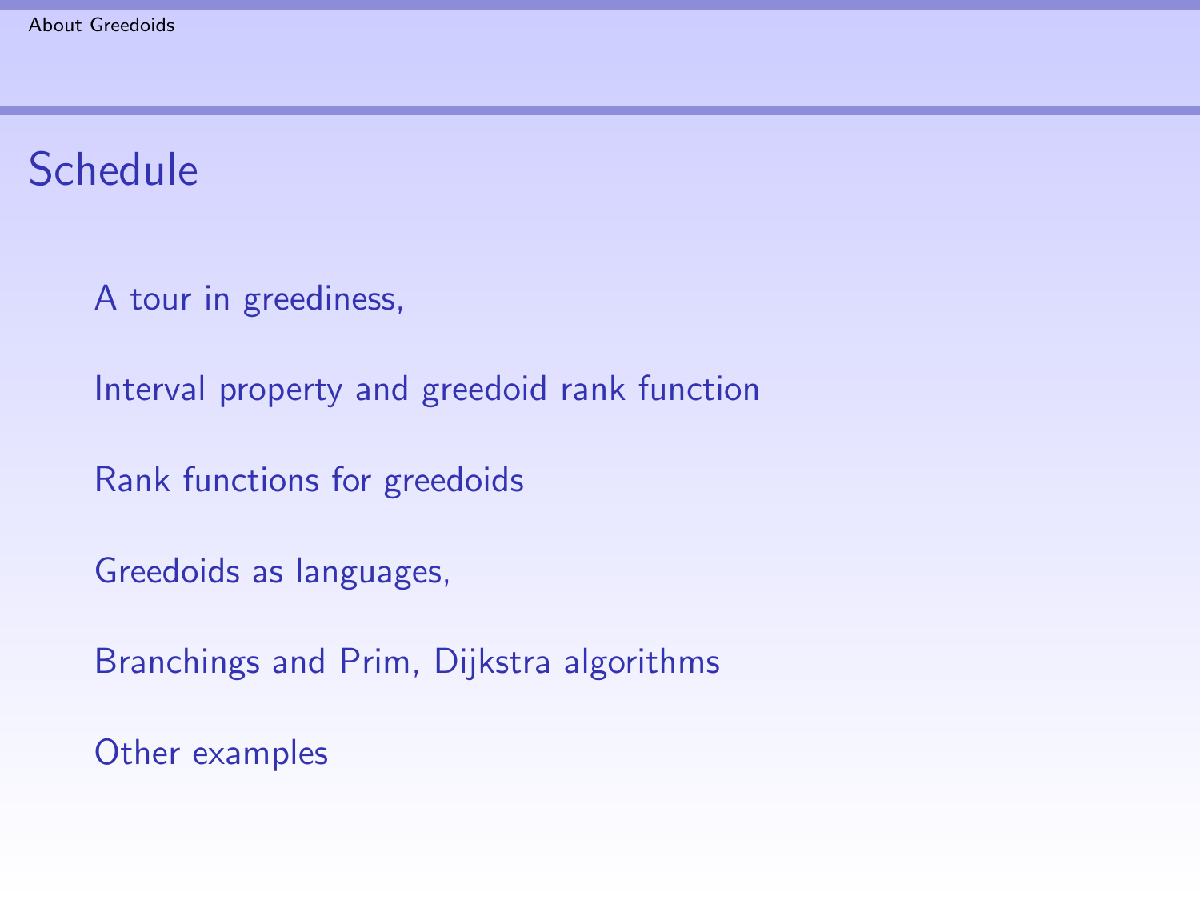# Schedule

A tour in greediness,

Interval property and greedoid rank function

Rank functions for greedoids

Greedoids as languages,

Branchings and Prim, Dijkstra algorithms

Other examples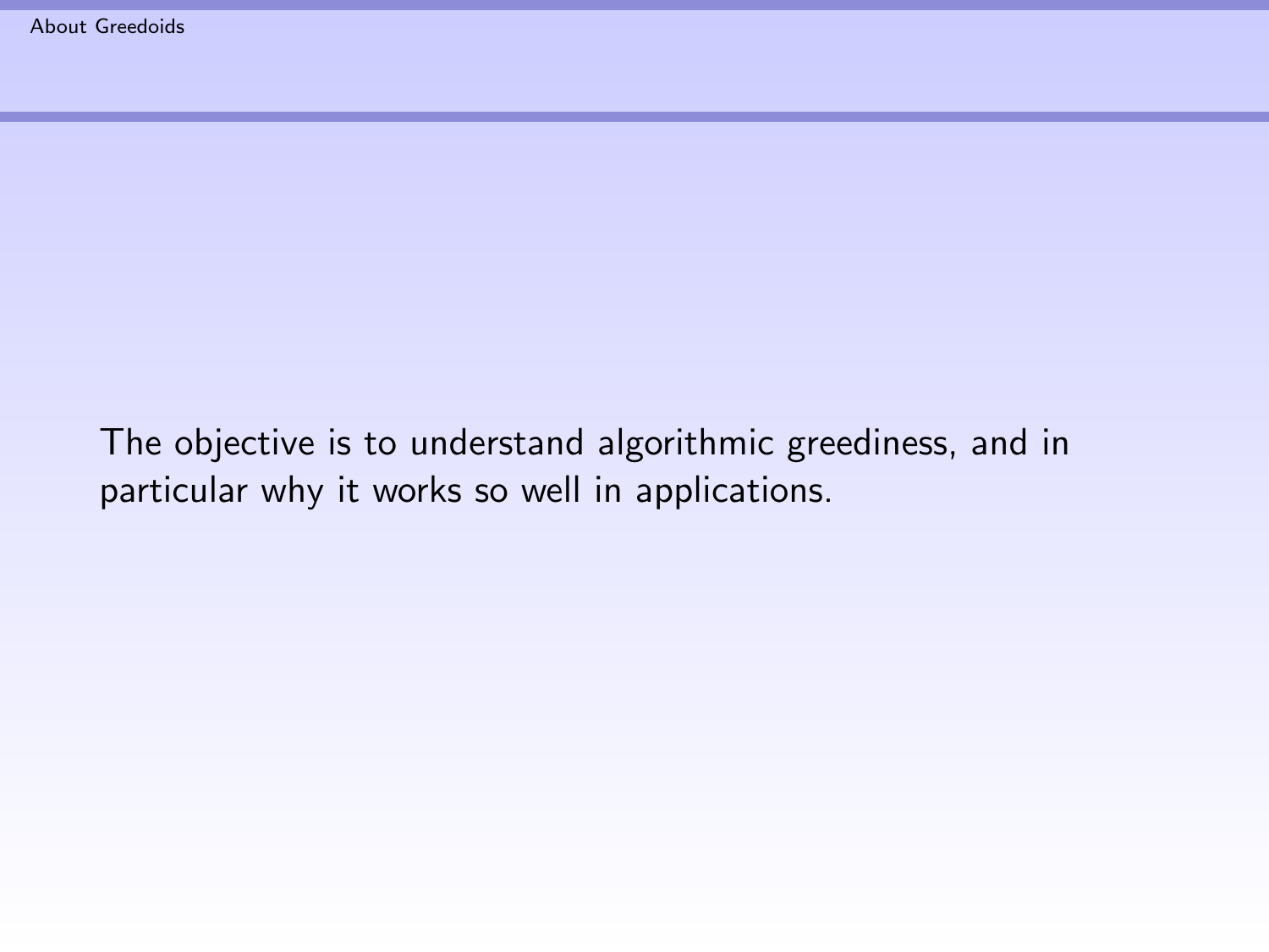The objective is to understand algorithmic greediness, and in particular why it works so well in applications.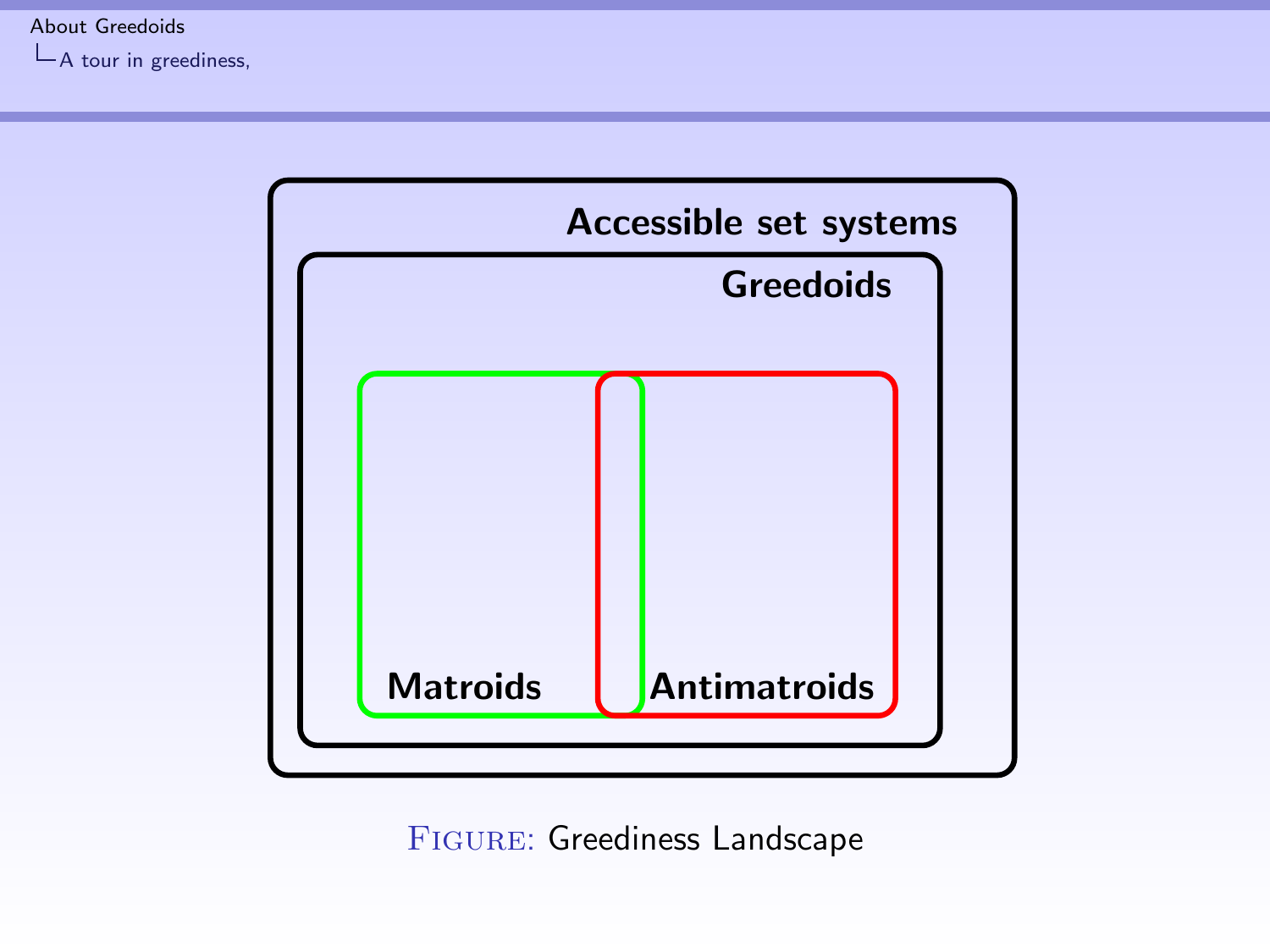Accessible set systems

Greedoids

Matroids

Antimatroids

Figure: Greediness Landscape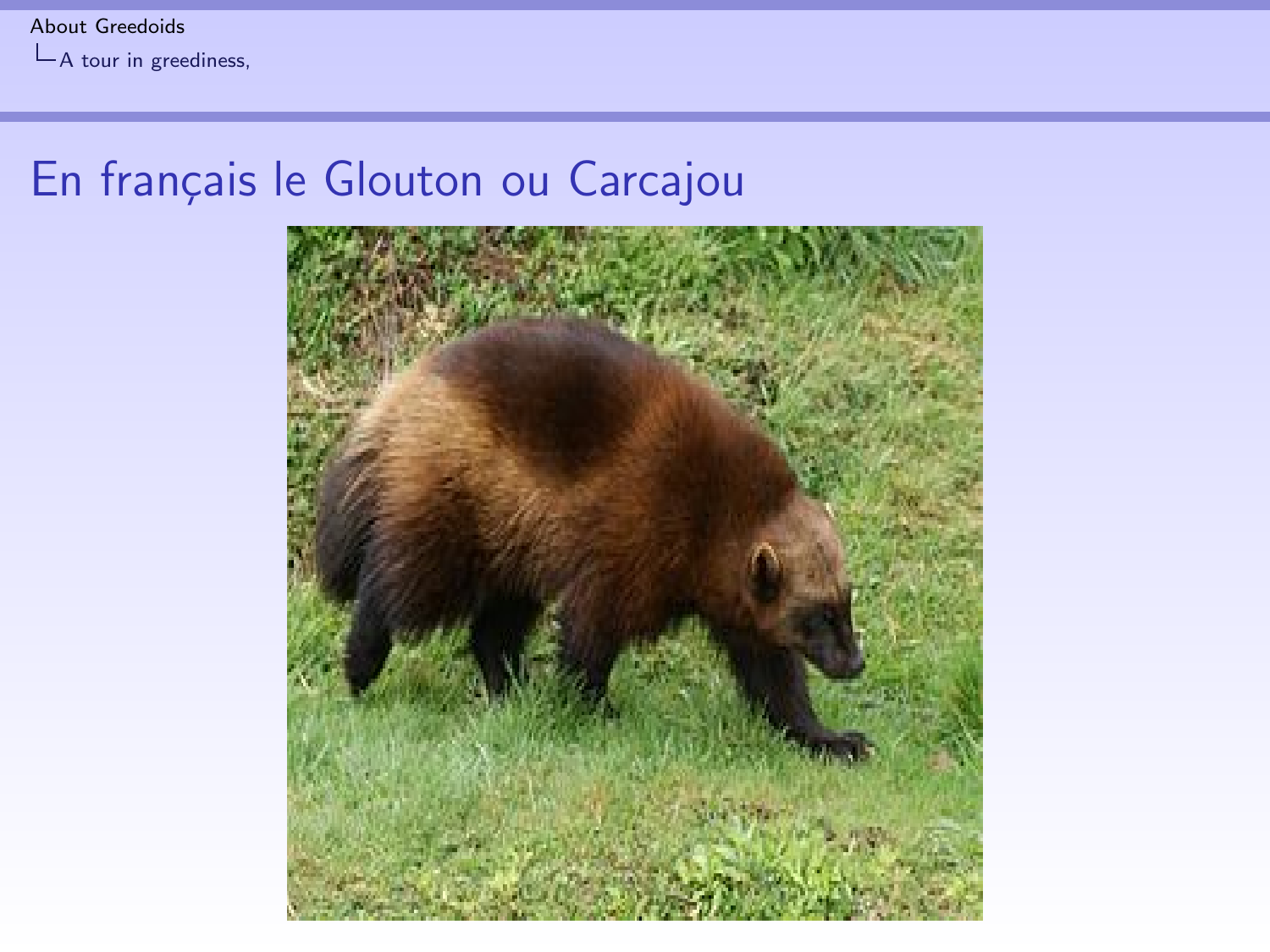# En français le Glouton ou Carcajou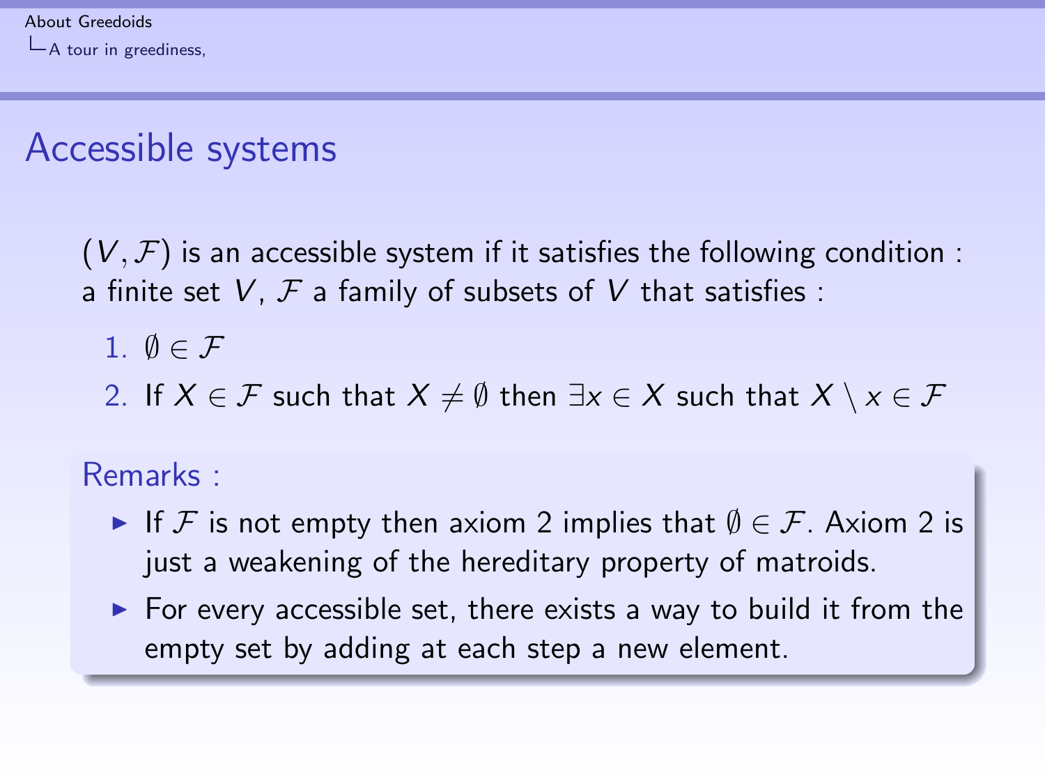# Accessible systems

$(V, \mathcal{F})$ is an accessible system if it satisfies the following condition : a finite set $V$, $\mathcal{F}$ a family of subsets of $V$ that satisfies :

1. $\emptyset \in \mathcal{F}$
2. If $X \in \mathcal{F}$ such that $X \neq \emptyset$ then $\exists x \in X$ such that $X \setminus x \in \mathcal{F}$

**Remarks :**

- If $\mathcal{F}$ is not empty then axiom 2 implies that $\emptyset \in \mathcal{F}$. Axiom 2 is just a weakening of the hereditary property of matroids.
- For every accessible set, there exists a way to build it from the empty set by adding at each step a new element.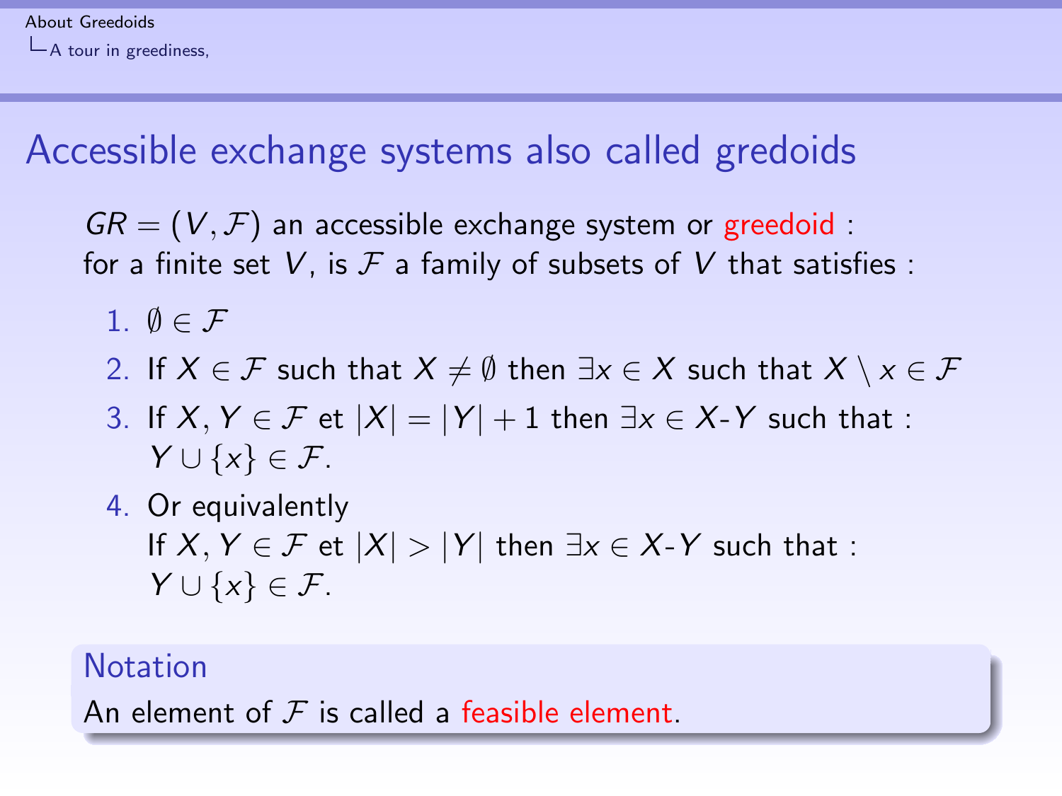# Accessible exchange systems also called gredoids

$GR = (V, \mathcal{F})$ an accessible exchange system or greedoid :
for a finite set $V$, is $\mathcal{F}$ a family of subsets of $V$ that satisfies :

1. $\emptyset \in \mathcal{F}$
2. If $X \in \mathcal{F}$ such that $X \neq \emptyset$ then $\exists x \in X$ such that $X \setminus x \in \mathcal{F}$
3. If $X, Y \in \mathcal{F}$ et $|X| = |Y| + 1$ then $\exists x \in X$-$Y$ such that : $Y \cup \{x\} \in \mathcal{F}$.
4. Or equivalently
   If $X, Y \in \mathcal{F}$ et $|X| > |Y|$ then $\exists x \in X$-$Y$ such that : $Y \cup \{x\} \in \mathcal{F}$.

**Notation**

An element of $\mathcal{F}$ is called a feasible element.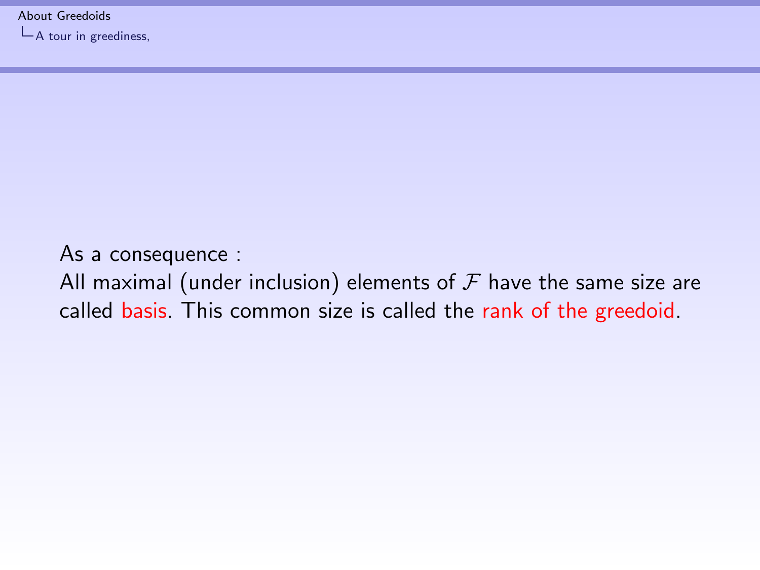As a consequence :

All maximal (under inclusion) elements of $\mathcal{F}$ have the same size are called basis. This common size is called the rank of the greedoid.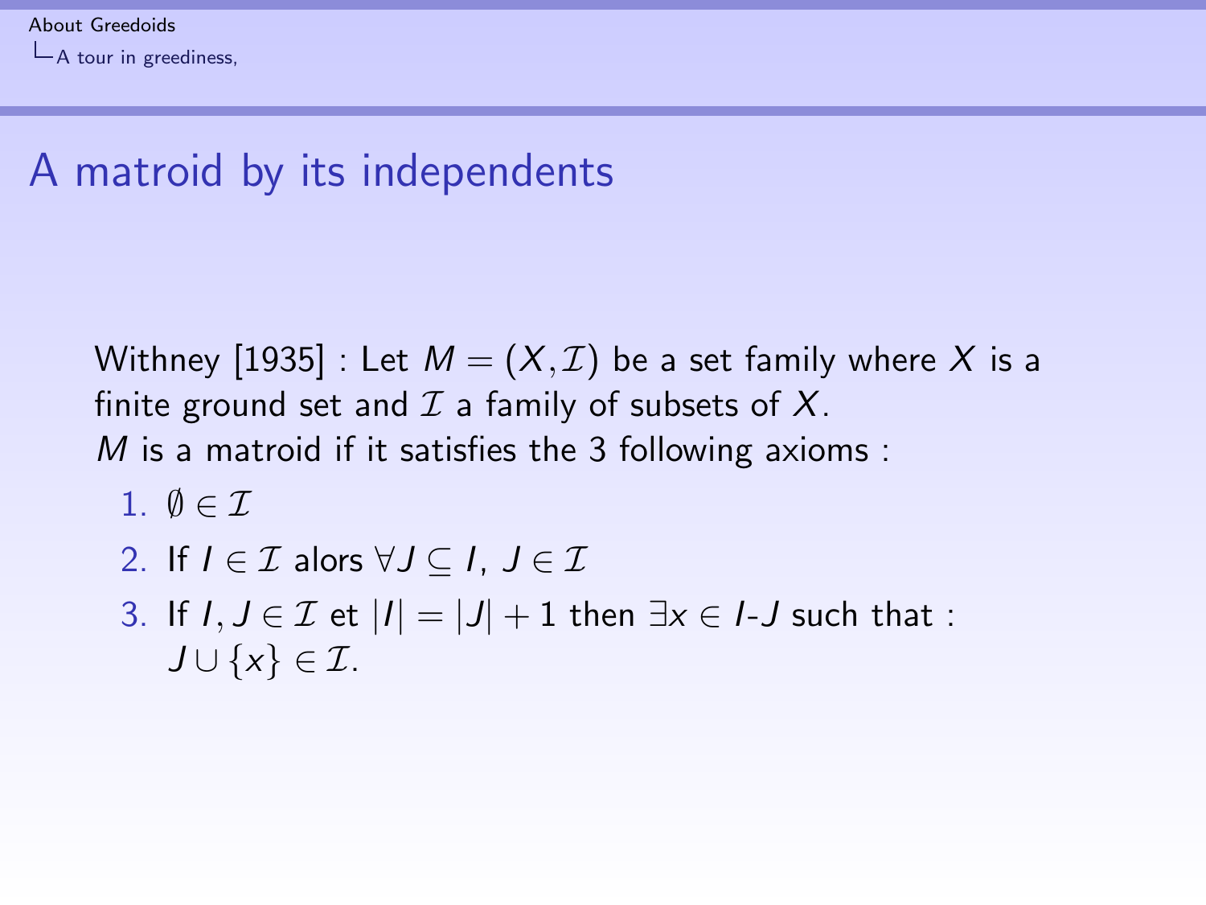# A matroid by its independents

Withney [1935] : Let $M = (X, \mathcal{I})$ be a set family where $X$ is a finite ground set and $\mathcal{I}$ a family of subsets of $X$.
$M$ is a matroid if it satisfies the 3 following axioms :

1. $\emptyset \in \mathcal{I}$
2. If $I \in \mathcal{I}$ alors $\forall J \subseteq I$, $J \in \mathcal{I}$
3. If $I, J \in \mathcal{I}$ et $|I| = |J| + 1$ then $\exists x \in I$-$J$ such that : $J \cup \{x\} \in \mathcal{I}$.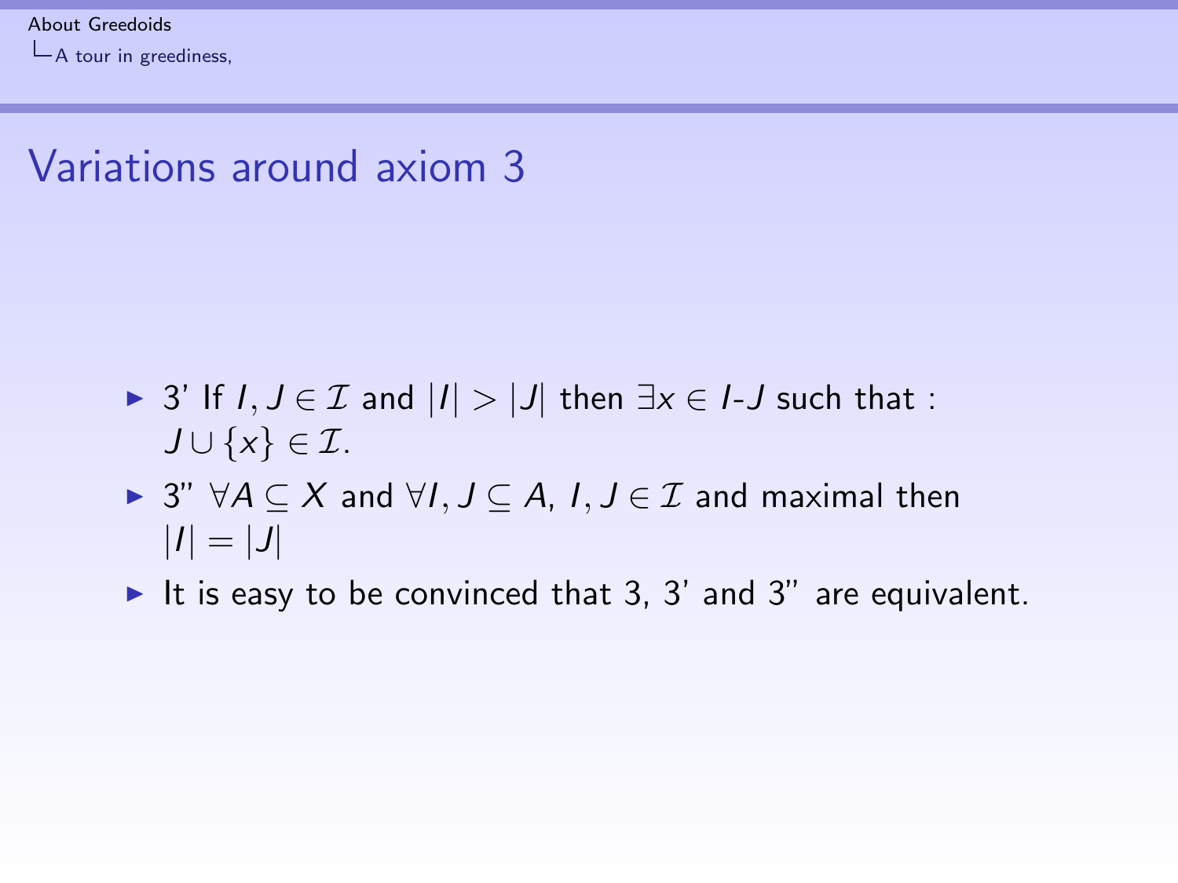# Variations around axiom 3

- 3' If $I, J \in \mathcal{I}$ and $|I| > |J|$ then $\exists x \in I$-$J$ such that : $J \cup \{x\} \in \mathcal{I}$.
- 3" $\forall A \subseteq X$ and $\forall I, J \subseteq A$, $I, J \in \mathcal{I}$ and maximal then $|I| = |J|$
- It is easy to be convinced that 3, 3' and 3" are equivalent.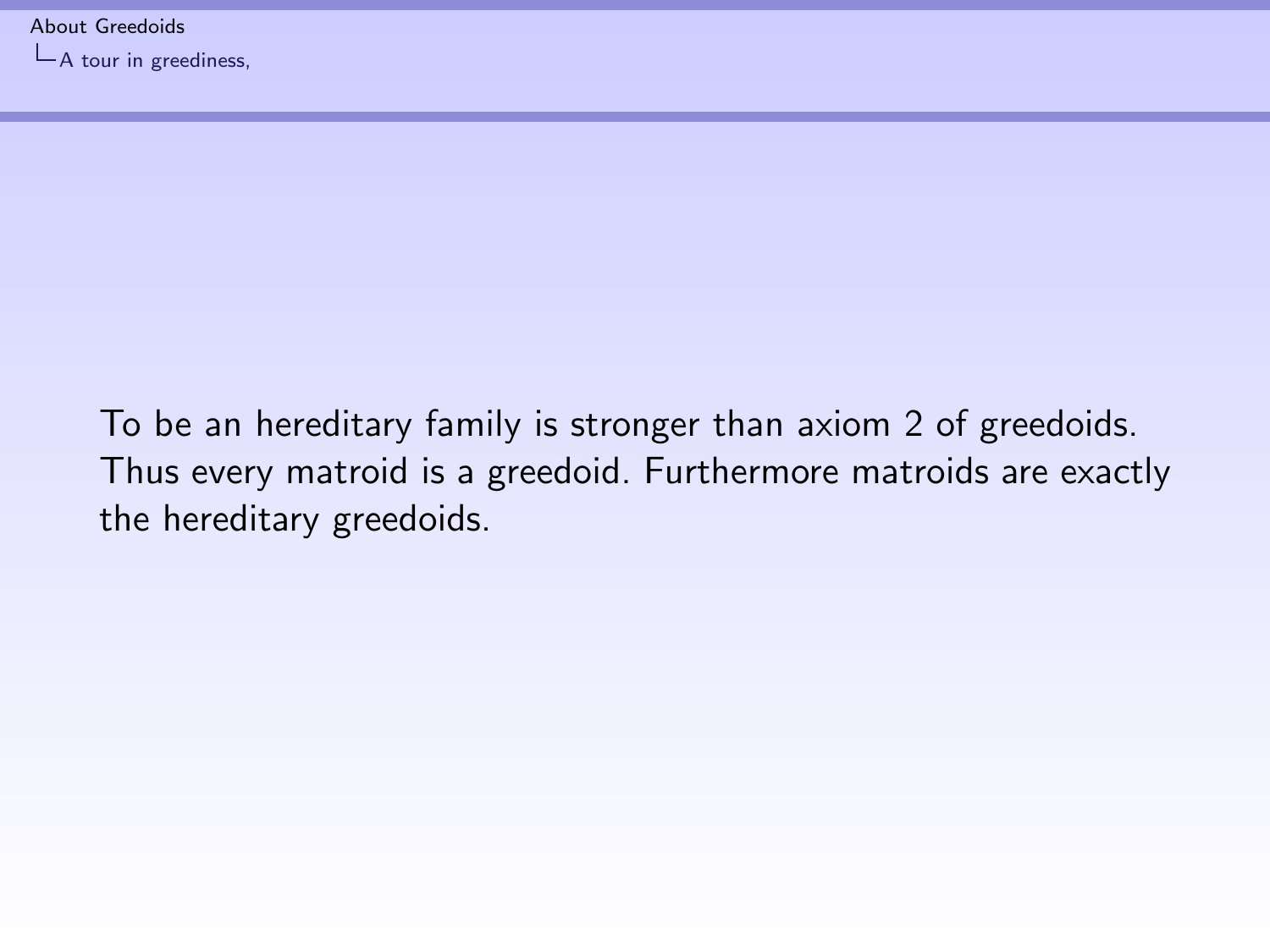To be an hereditary family is stronger than axiom 2 of greedoids. Thus every matroid is a greedoid. Furthermore matroids are exactly the hereditary greedoids.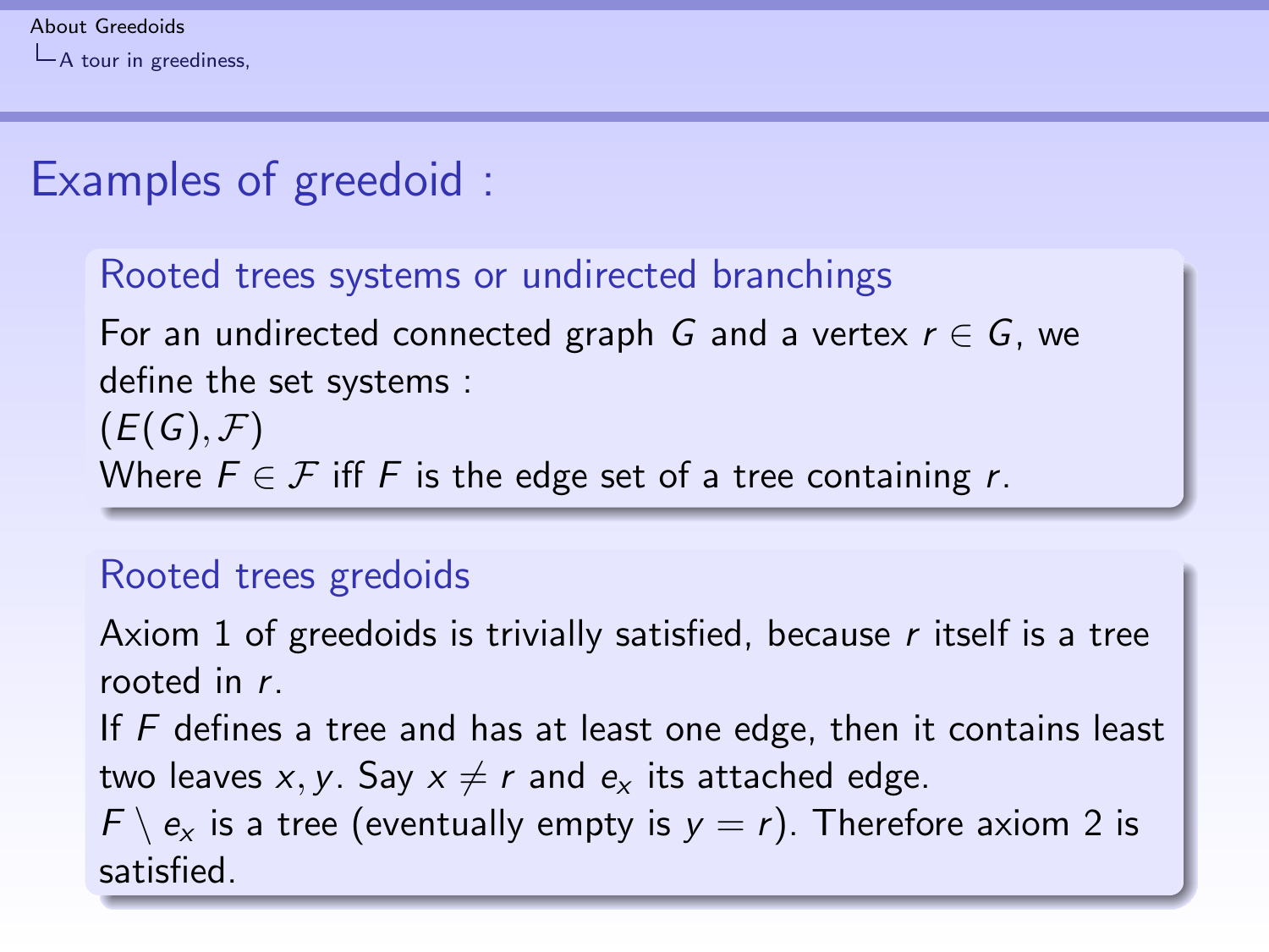# Examples of greedoid :

### Rooted trees systems or undirected branchings

For an undirected connected graph $G$ and a vertex $r \in G$, we define the set systems :
$(E(G), \mathcal{F})$
Where $F \in \mathcal{F}$ iff $F$ is the edge set of a tree containing $r$.

### Rooted trees gredoids

Axiom 1 of greedoids is trivially satisfied, because $r$ itself is a tree rooted in $r$.
If $F$ defines a tree and has at least one edge, then it contains least two leaves $x, y$. Say $x \neq r$ and $e_x$ its attached edge.
$F \setminus e_x$ is a tree (eventually empty is $y = r$). Therefore axiom 2 is satisfied.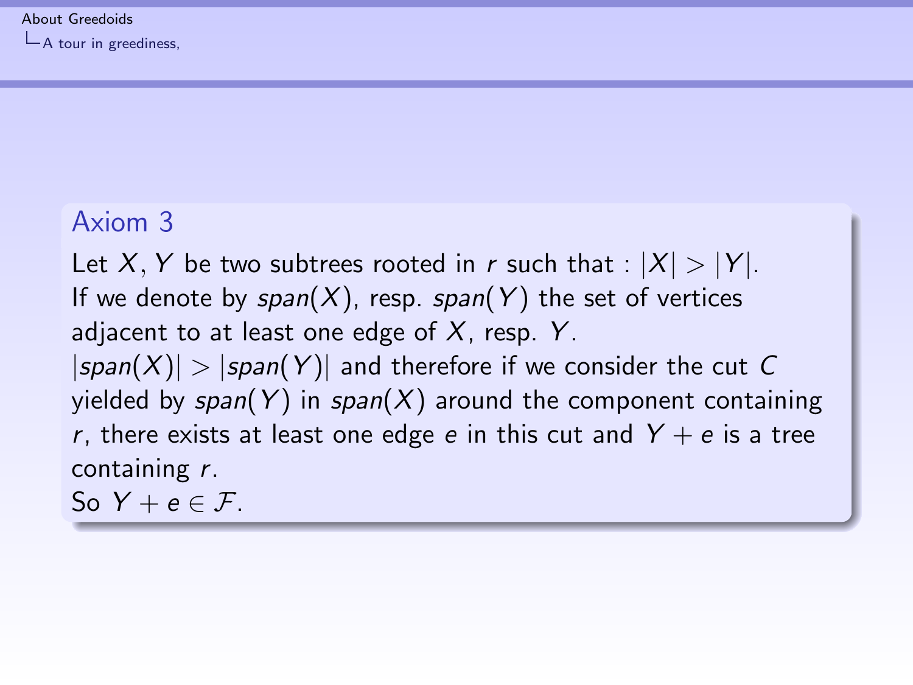## Axiom 3

Let $X, Y$ be two subtrees rooted in $r$ such that : $|X| > |Y|$.
If we denote by $span(X)$, resp. $span(Y)$ the set of vertices adjacent to at least one edge of $X$, resp. $Y$.
$|span(X)| > |span(Y)|$ and therefore if we consider the cut $C$ yielded by $span(Y)$ in $span(X)$ around the component containing $r$, there exists at least one edge $e$ in this cut and $Y + e$ is a tree containing $r$.
So $Y + e \in \mathcal{F}$.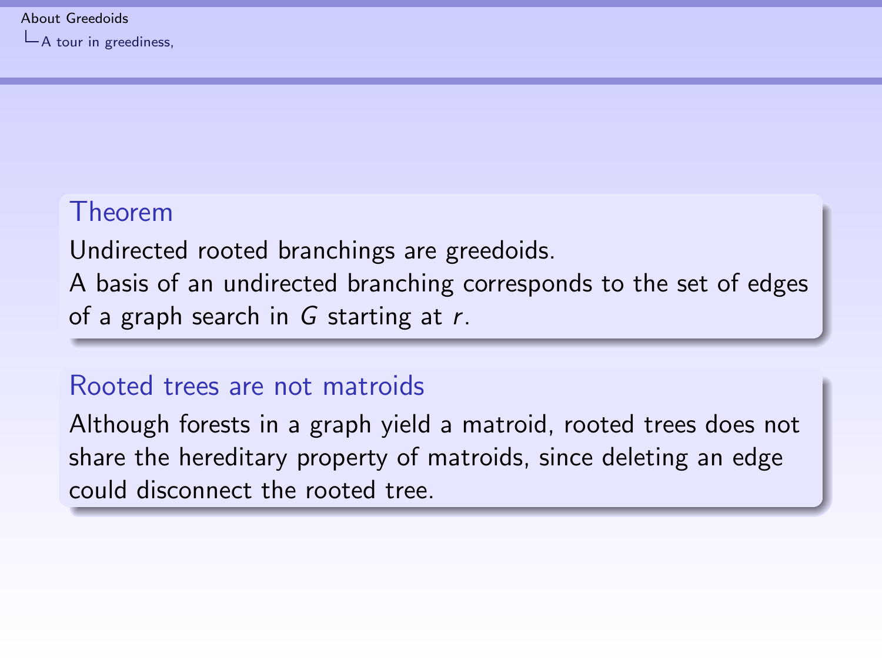### Theorem

Undirected rooted branchings are greedoids.
A basis of an undirected branching corresponds to the set of edges of a graph search in $G$ starting at $r$.

### Rooted trees are not matroids

Although forests in a graph yield a matroid, rooted trees does not share the hereditary property of matroids, since deleting an edge could disconnect the rooted tree.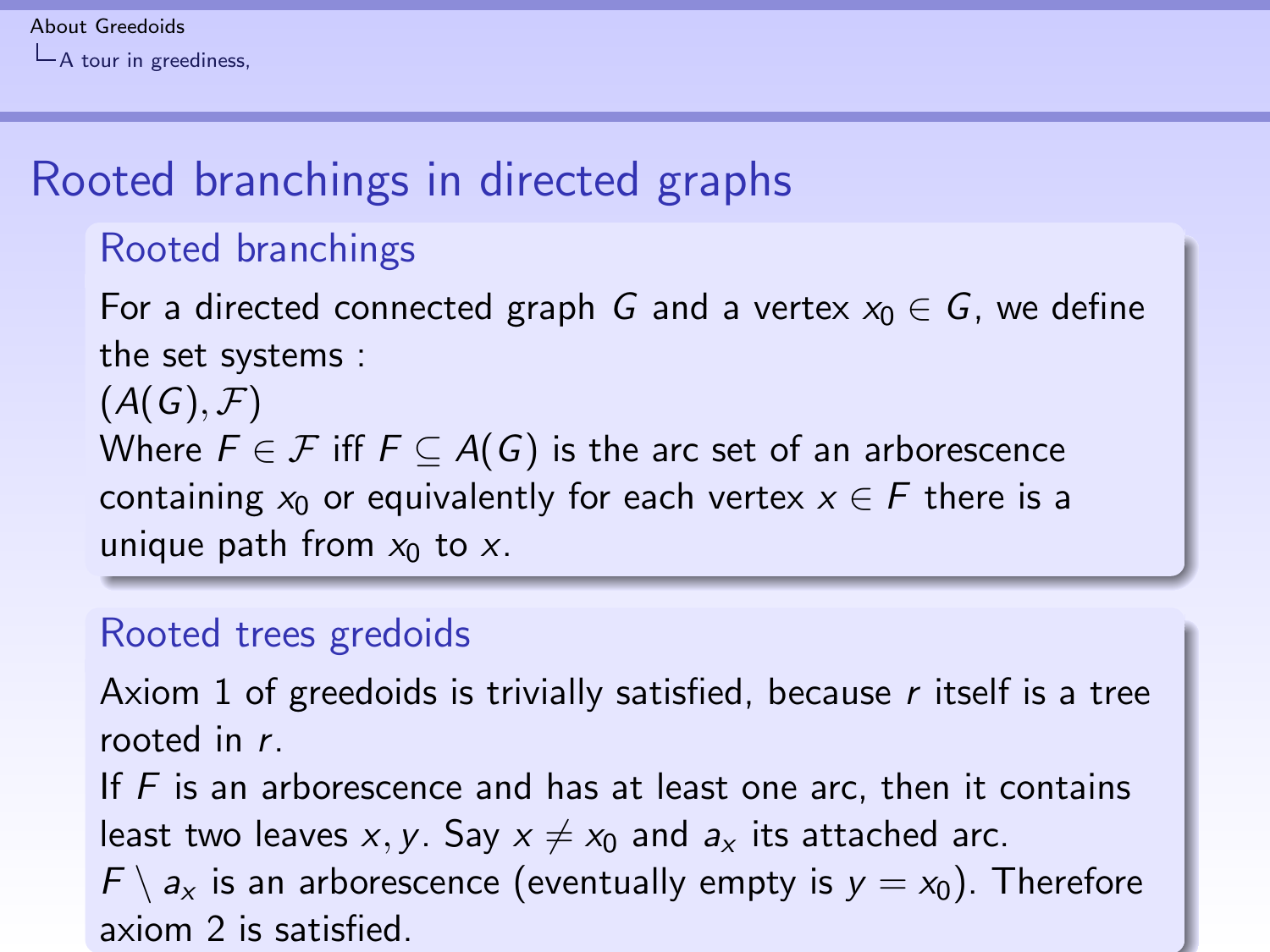# Rooted branchings in directed graphs

## Rooted branchings

For a directed connected graph $G$ and a vertex $x_0 \in G$, we define the set systems :

$(A(G), \mathcal{F})$

Where $F \in \mathcal{F}$ iff $F \subseteq A(G)$ is the arc set of an arborescence containing $x_0$ or equivalently for each vertex $x \in F$ there is a unique path from $x_0$ to $x$.

## Rooted trees gredoids

Axiom 1 of greedoids is trivially satisfied, because $r$ itself is a tree rooted in $r$.

If $F$ is an arborescence and has at least one arc, then it contains least two leaves $x, y$. Say $x \neq x_0$ and $a_x$ its attached arc.

$F \setminus a_x$ is an arborescence (eventually empty is $y = x_0$). Therefore axiom 2 is satisfied.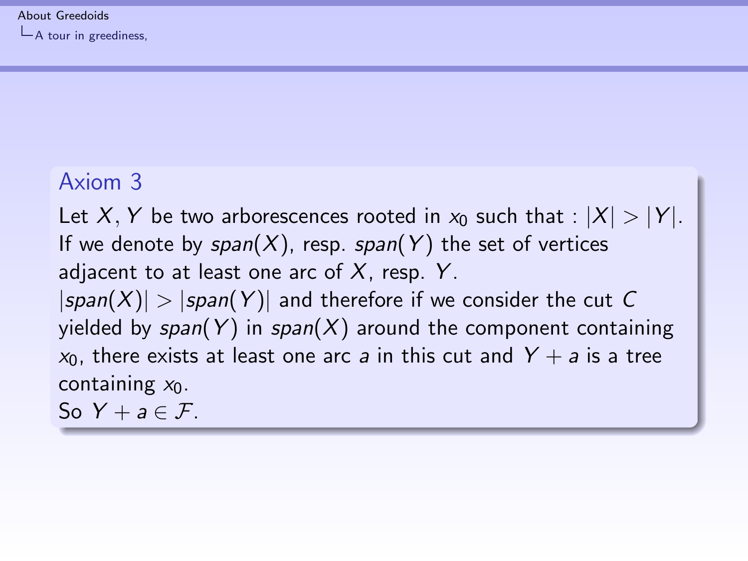### Axiom 3

Let $X, Y$ be two arborescences rooted in $x_0$ such that : $|X| > |Y|$.
If we denote by $span(X)$, resp. $span(Y)$ the set of vertices adjacent to at least one arc of $X$, resp. $Y$.
$|span(X)| > |span(Y)|$ and therefore if we consider the cut $C$ yielded by $span(Y)$ in $span(X)$ around the component containing $x_0$, there exists at least one arc $a$ in this cut and $Y + a$ is a tree containing $x_0$.
So $Y + a \in \mathcal{F}$.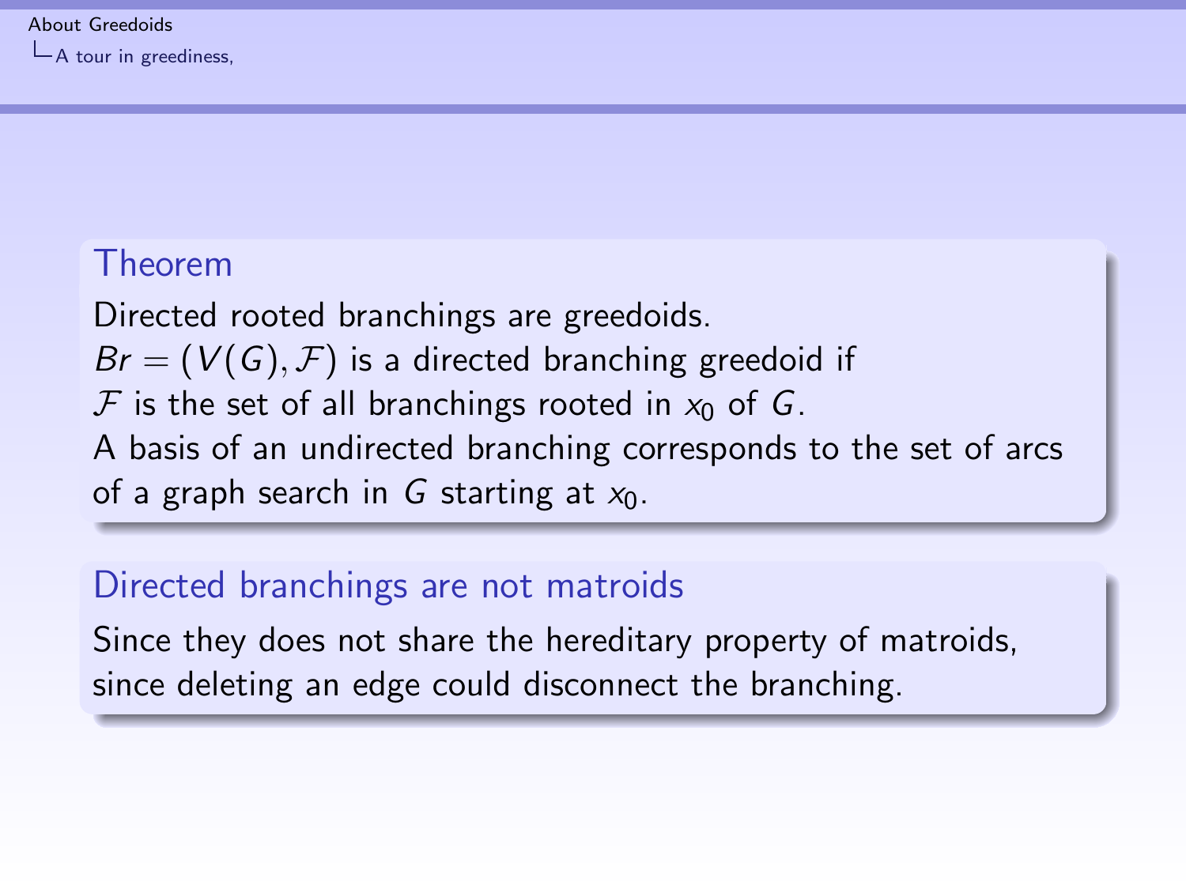**Theorem**

Directed rooted branchings are greedoids.
$Br = (V(G), \mathcal{F})$ is a directed branching greedoid if
$\mathcal{F}$ is the set of all branchings rooted in $x_0$ of $G$.
A basis of an undirected branching corresponds to the set of arcs of a graph search in $G$ starting at $x_0$.

**Directed branchings are not matroids**

Since they does not share the hereditary property of matroids, since deleting an edge could disconnect the branching.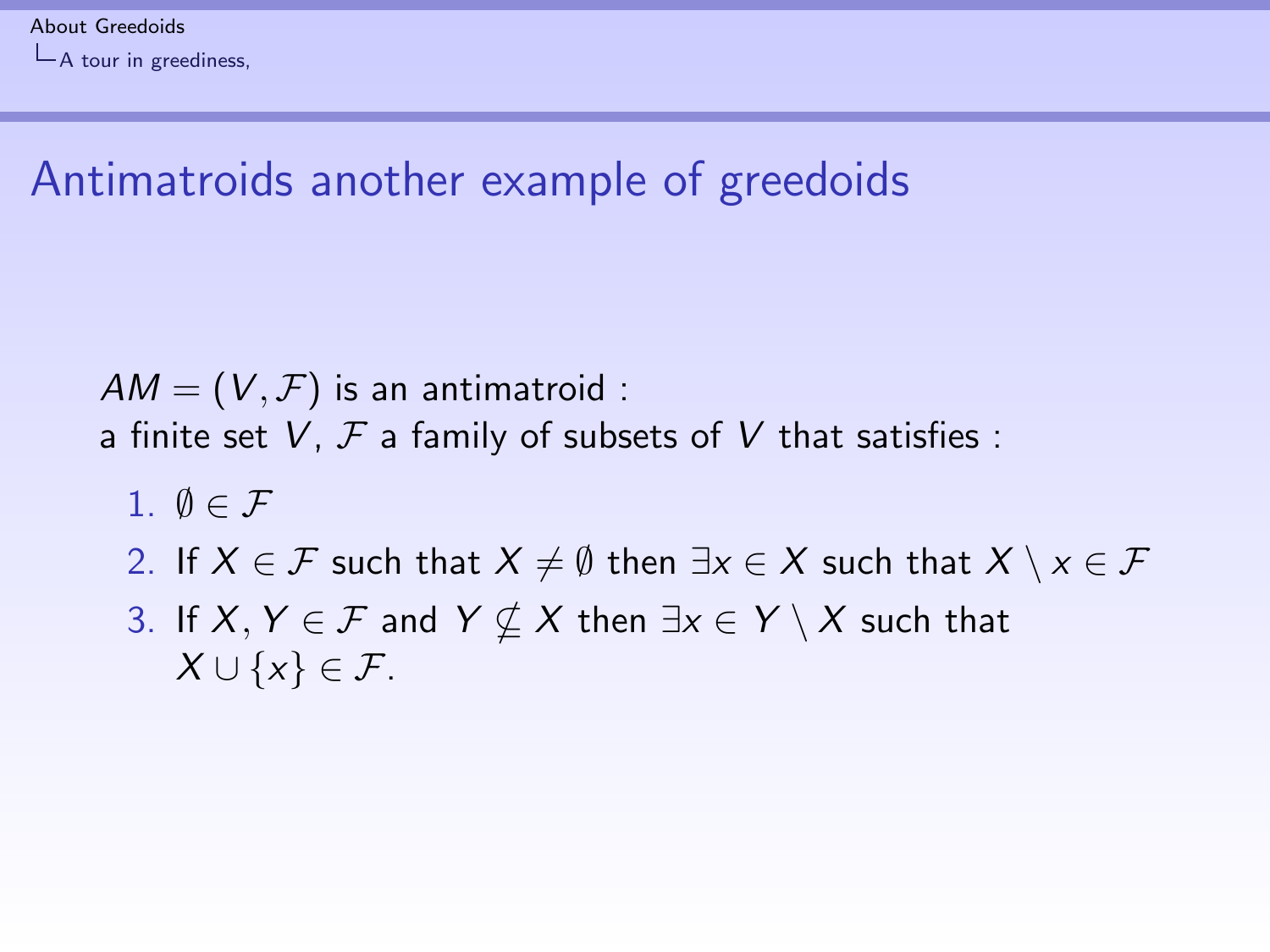# Antimatroids another example of greedoids

$AM = (V, \mathcal{F})$ is an antimatroid :
a finite set $V$, $\mathcal{F}$ a family of subsets of $V$ that satisfies :

1. $\emptyset \in \mathcal{F}$
2. If $X \in \mathcal{F}$ such that $X \neq \emptyset$ then $\exists x \in X$ such that $X \setminus x \in \mathcal{F}$
3. If $X, Y \in \mathcal{F}$ and $Y \not\subseteq X$ then $\exists x \in Y \setminus X$ such that $X \cup \{x\} \in \mathcal{F}$.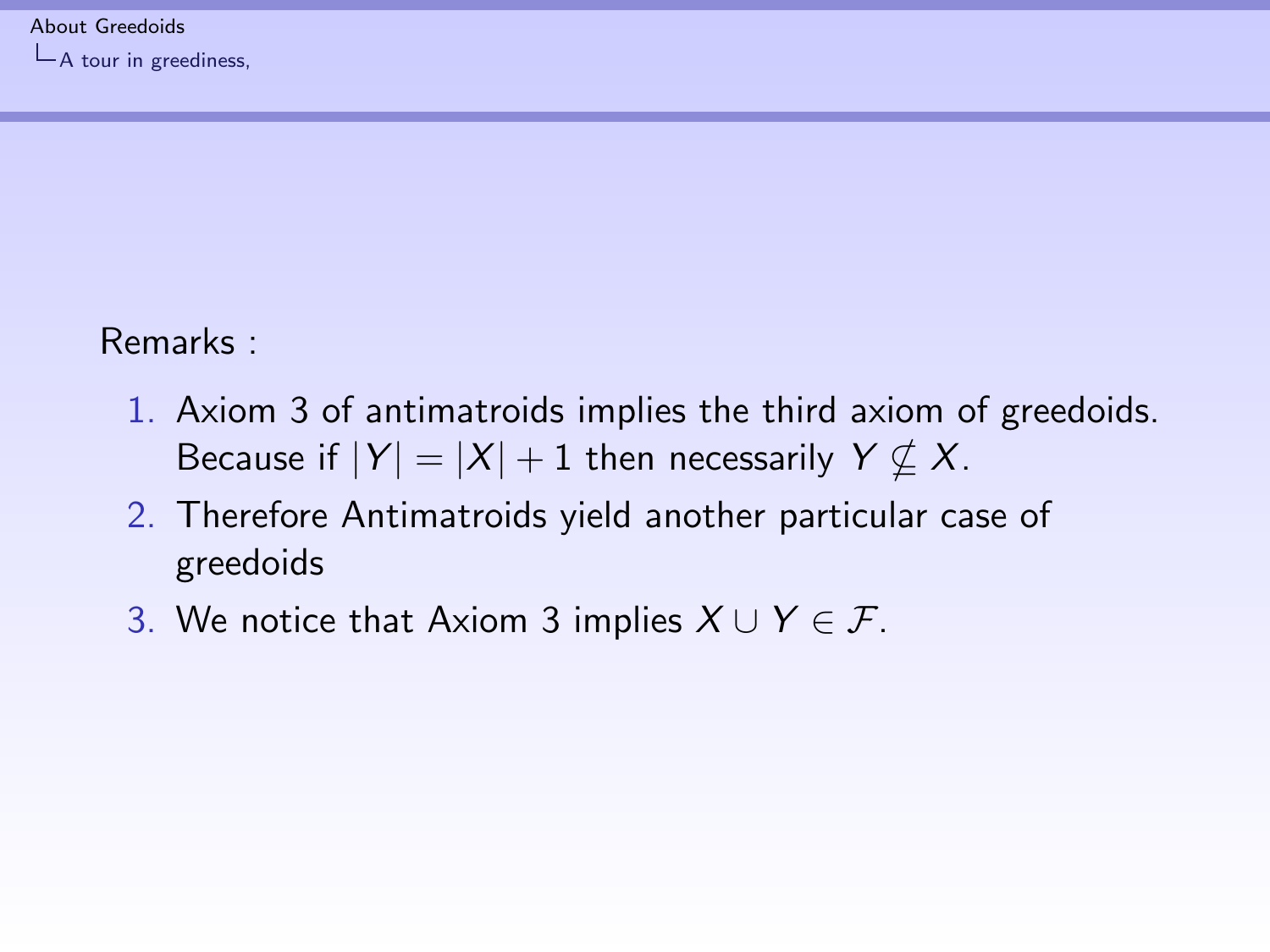Remarks :

1. Axiom 3 of antimatroids implies the third axiom of greedoids. Because if $|Y| = |X| + 1$ then necessarily $Y \nsubseteq X$.
2. Therefore Antimatroids yield another particular case of greedoids
3. We notice that Axiom 3 implies $X \cup Y \in \mathcal{F}$.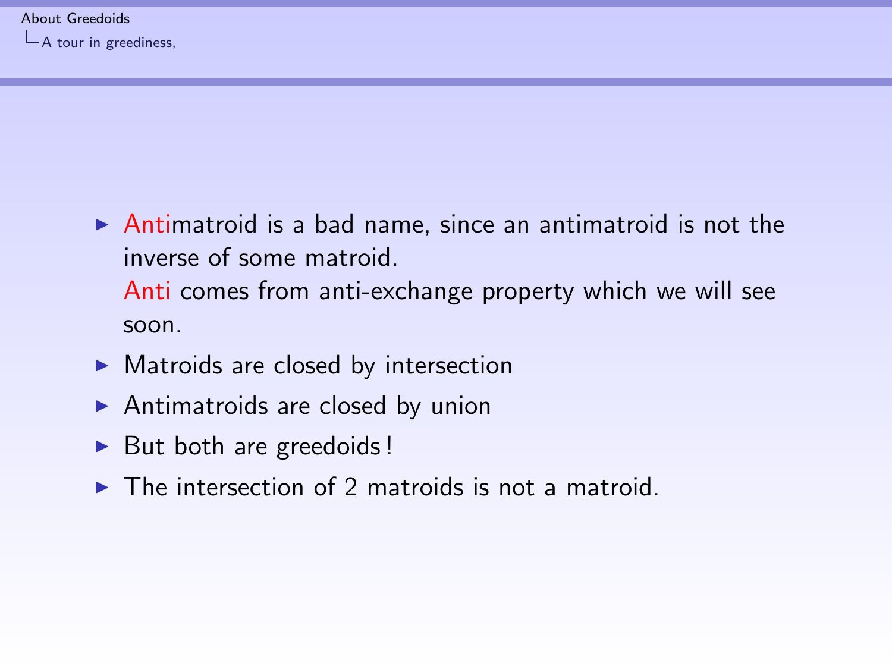- Antimatroid is a bad name, since an antimatroid is not the inverse of some matroid.
  Anti comes from anti-exchange property which we will see soon.
- Matroids are closed by intersection
- Antimatroids are closed by union
- But both are greedoids !
- The intersection of 2 matroids is not a matroid.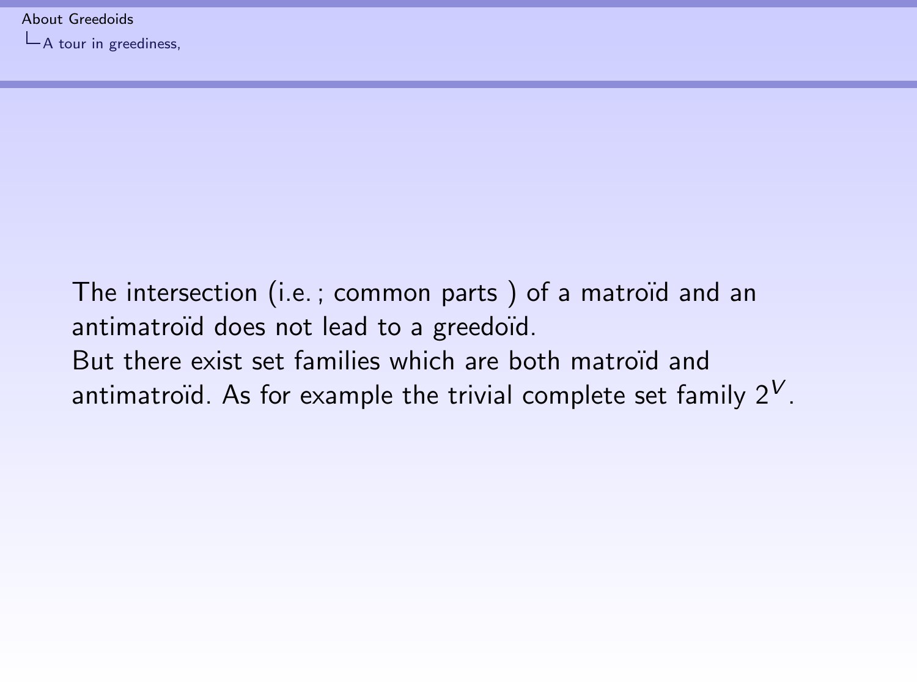The intersection (i.e. ; common parts ) of a matroïd and an antimatroïd does not lead to a greedoïd.
But there exist set families which are both matroïd and antimatroïd. As for example the trivial complete set family $2^V$.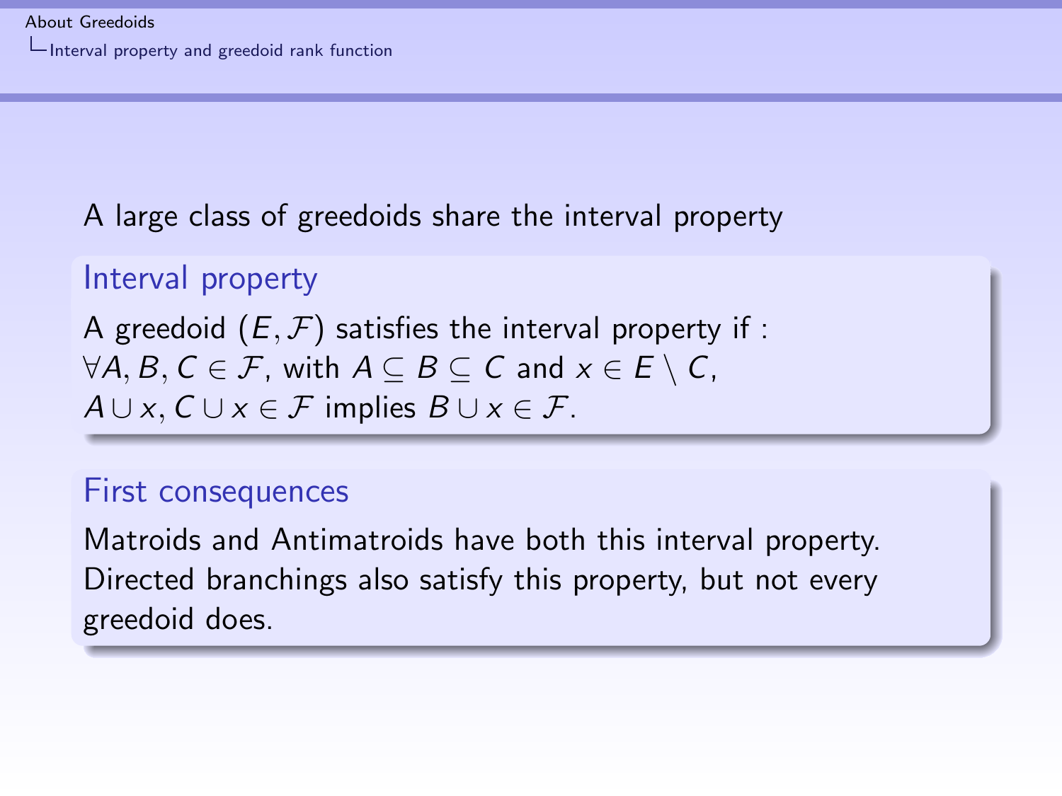A large class of greedoids share the interval property

### Interval property

A greedoid $(E, \mathcal{F})$ satisfies the interval property if :
$\forall A, B, C \in \mathcal{F}$, with $A \subseteq B \subseteq C$ and $x \in E \setminus C$,
$A \cup x, C \cup x \in \mathcal{F}$ implies $B \cup x \in \mathcal{F}$.

### First consequences

Matroids and Antimatroids have both this interval property. Directed branchings also satisfy this property, but not every greedoid does.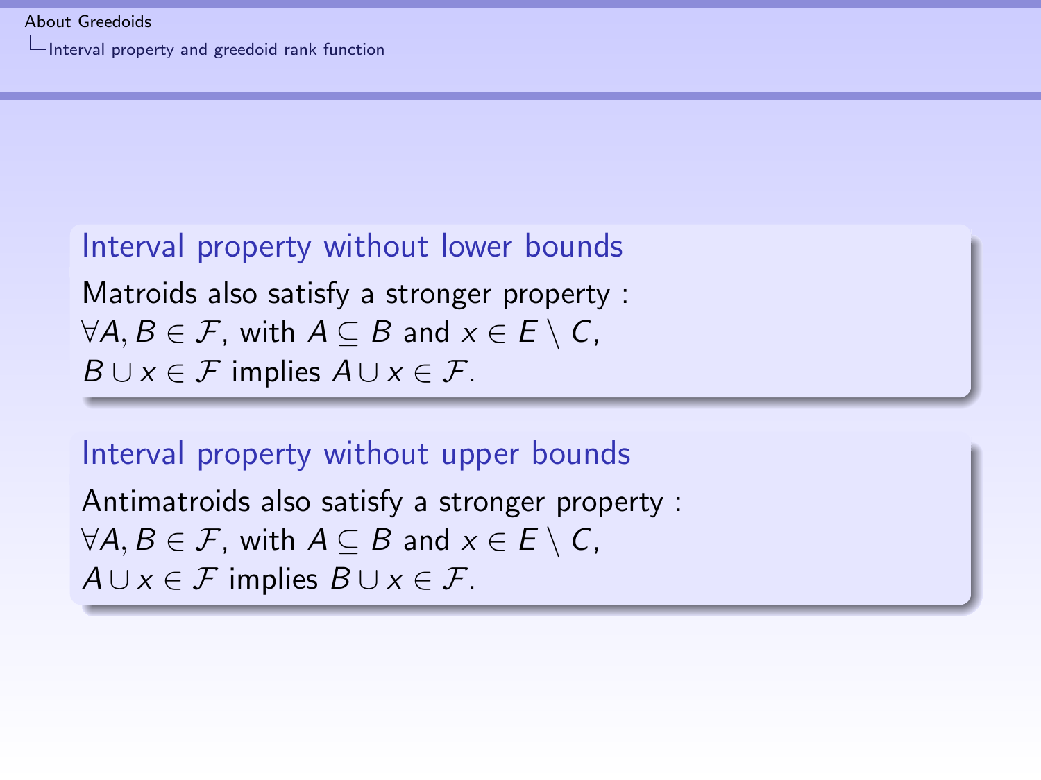## Interval property without lower bounds

Matroids also satisfy a stronger property :
$\forall A, B \in \mathcal{F}$, with $A \subseteq B$ and $x \in E \setminus C$,
$B \cup x \in \mathcal{F}$ implies $A \cup x \in \mathcal{F}$.

## Interval property without upper bounds

Antimatroids also satisfy a stronger property :
$\forall A, B \in \mathcal{F}$, with $A \subseteq B$ and $x \in E \setminus C$,
$A \cup x \in \mathcal{F}$ implies $B \cup x \in \mathcal{F}$.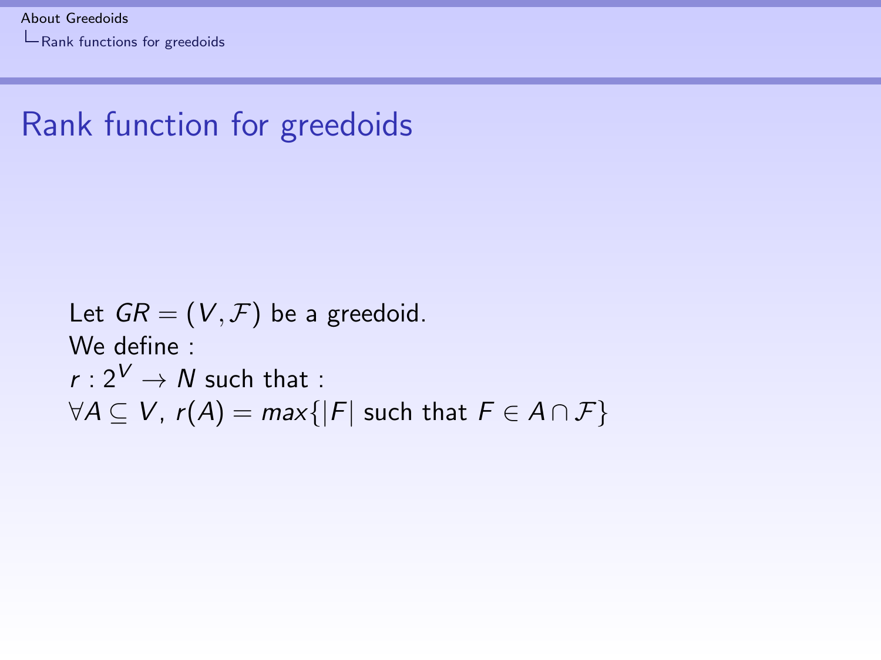# Rank function for greedoids

Let $GR = (V, \mathcal{F})$ be a greedoid.
We define :
$r : 2^V \rightarrow N$ such that :
$\forall A \subseteq V$, $r(A) = max\{|F|$ such that $F \in A \cap \mathcal{F}\}$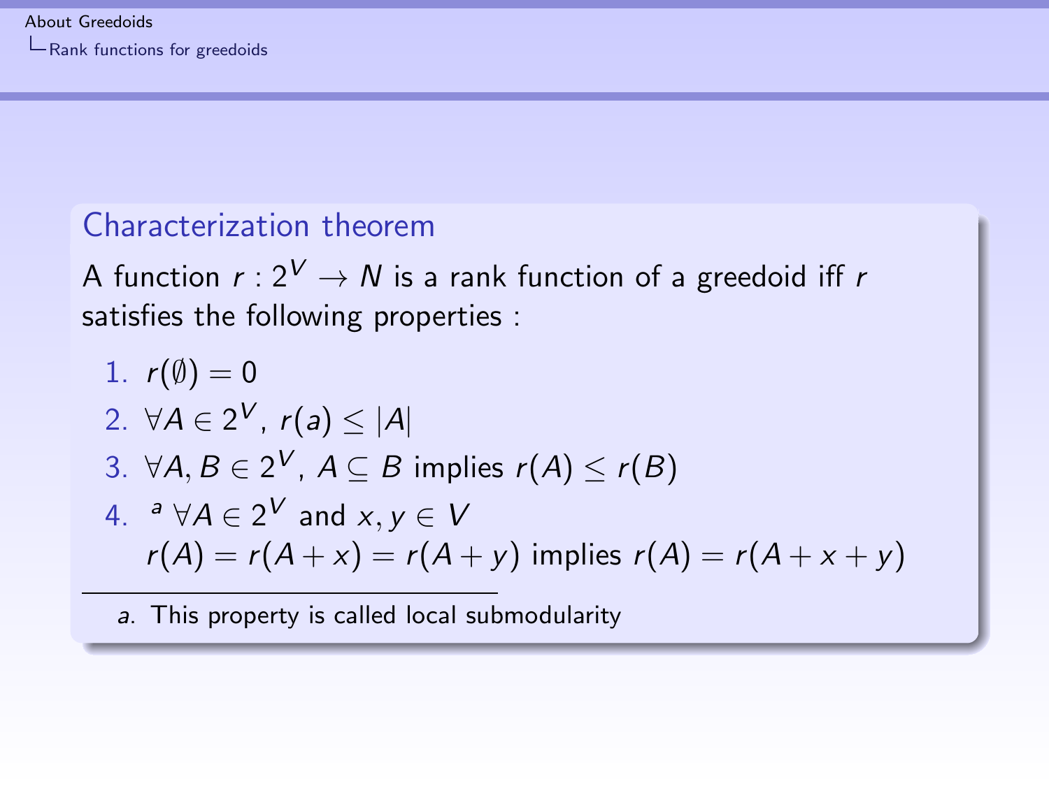## Characterization theorem

A function $r : 2^V \to N$ is a rank function of a greedoid iff $r$ satisfies the following properties :

1. $r(\emptyset) = 0$
2. $\forall A \in 2^V$, $r(a) \leq |A|$
3. $\forall A, B \in 2^V$, $A \subseteq B$ implies $r(A) \leq r(B)$
4. [a] $\forall A \in 2^V$ and $x, y \in V$
   $r(A) = r(A + x) = r(A + y)$ implies $r(A) = r(A + x + y)$

---

a. This property is called local submodularity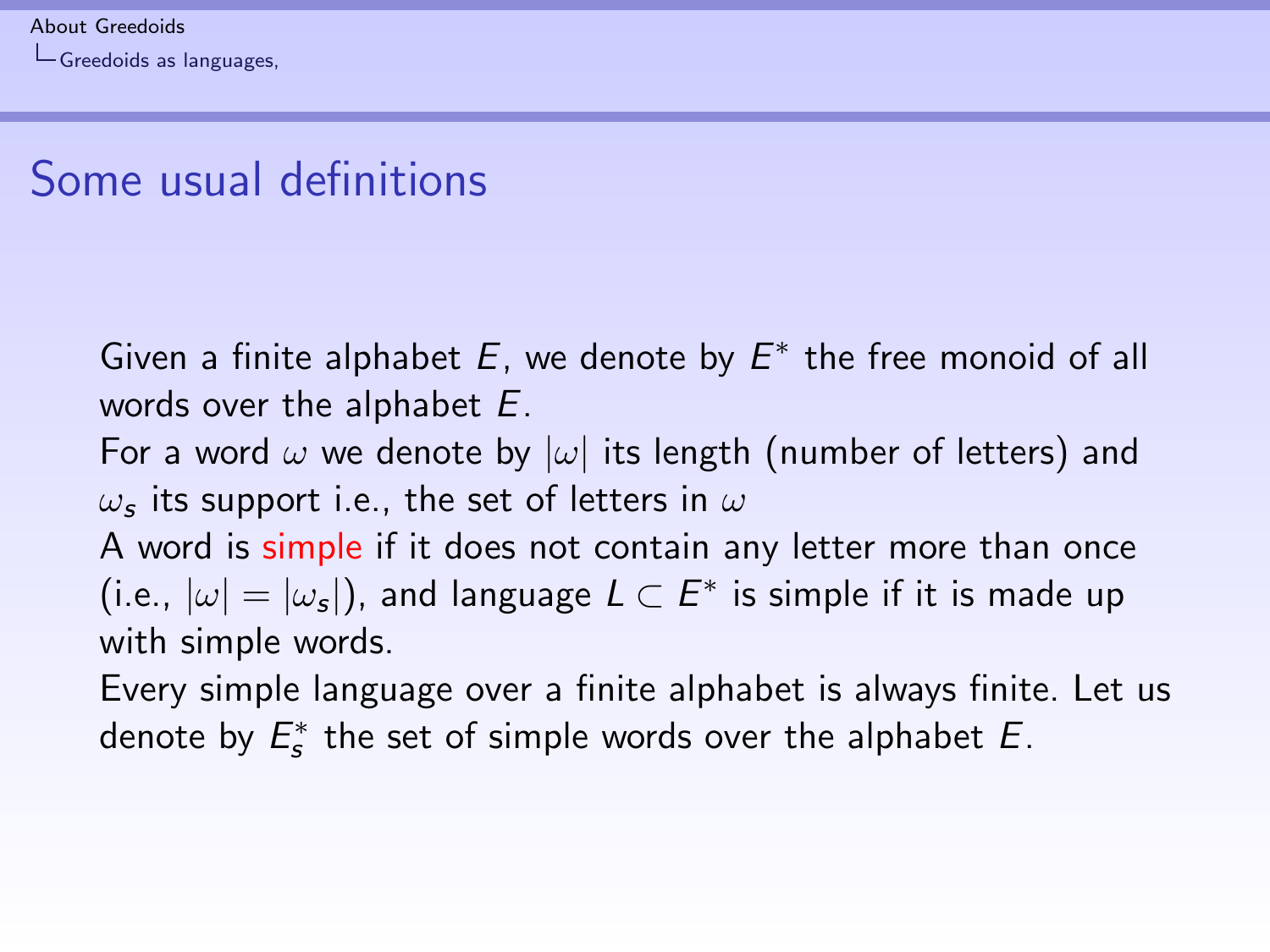# Some usual definitions

Given a finite alphabet $E$, we denote by $E^*$ the free monoid of all words over the alphabet $E$.

For a word $\omega$ we denote by $|\omega|$ its length (number of letters) and $\omega_s$ its support i.e., the set of letters in $\omega$

A word is simple if it does not contain any letter more than once (i.e., $|\omega| = |\omega_s|$), and language $L \subset E^*$ is simple if it is made up with simple words.

Every simple language over a finite alphabet is always finite. Let us denote by $E_s^*$ the set of simple words over the alphabet $E$.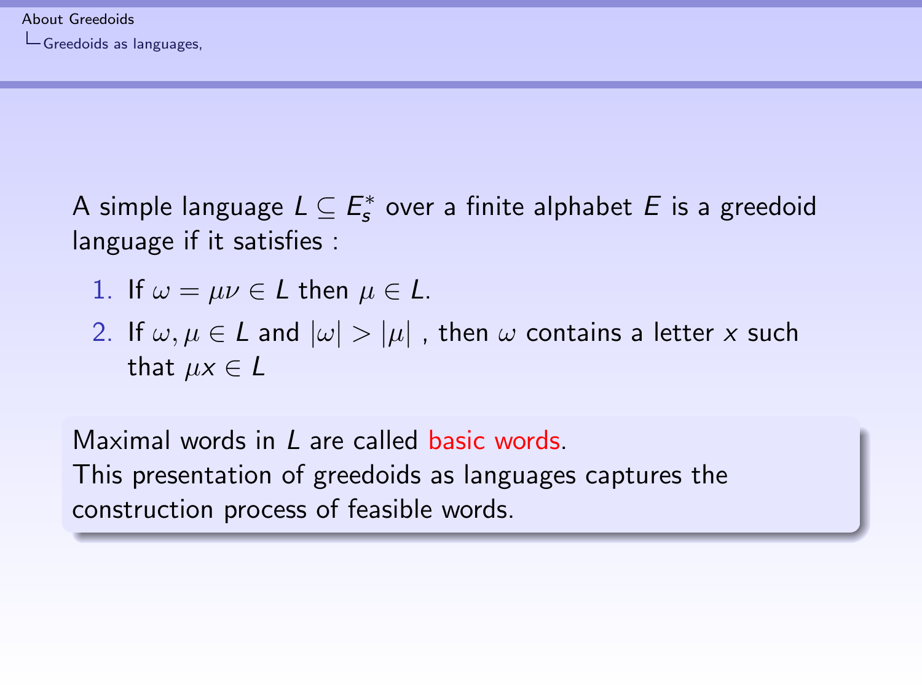A simple language $L \subseteq E_s^*$ over a finite alphabet $E$ is a greedoid language if it satisfies :

1. If $\omega = \mu\nu \in L$ then $\mu \in L$.
2. If $\omega, \mu \in L$ and $|\omega| > |\mu|$ , then $\omega$ contains a letter $x$ such that $\mu x \in L$

Maximal words in $L$ are called basic words.
This presentation of greedoids as languages captures the construction process of feasible words.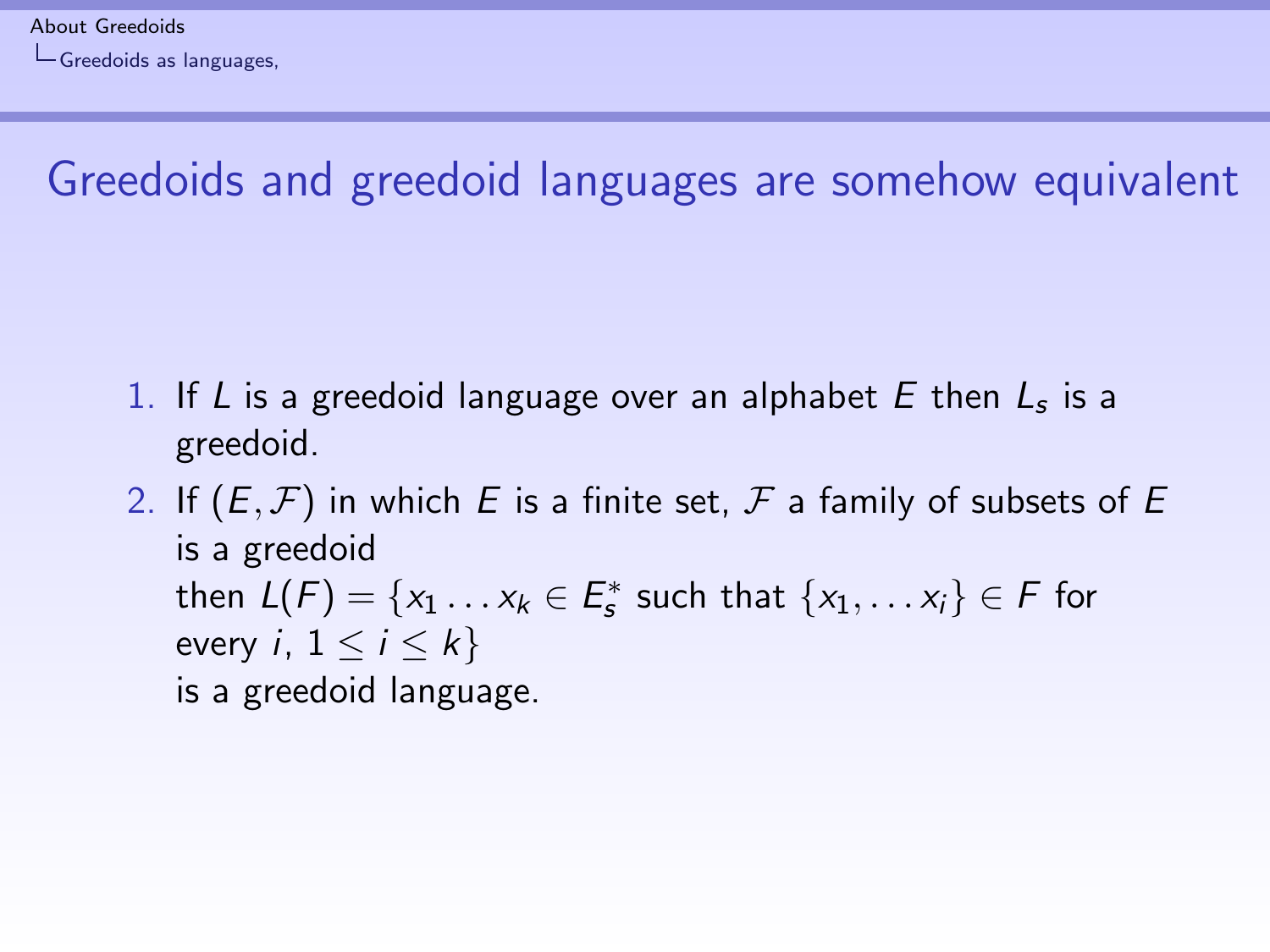# Greedoids and greedoid languages are somehow equivalent

1. If $L$ is a greedoid language over an alphabet $E$ then $L_s$ is a greedoid.
2. If $(E, \mathcal{F})$ in which $E$ is a finite set, $\mathcal{F}$ a family of subsets of $E$ is a greedoid
   then $L(F) = \{x_1 \dots x_k \in E_s^*$ such that $\{x_1, \dots x_i\} \in F$ for every $i$, $1 \leq i \leq k\}$
   is a greedoid language.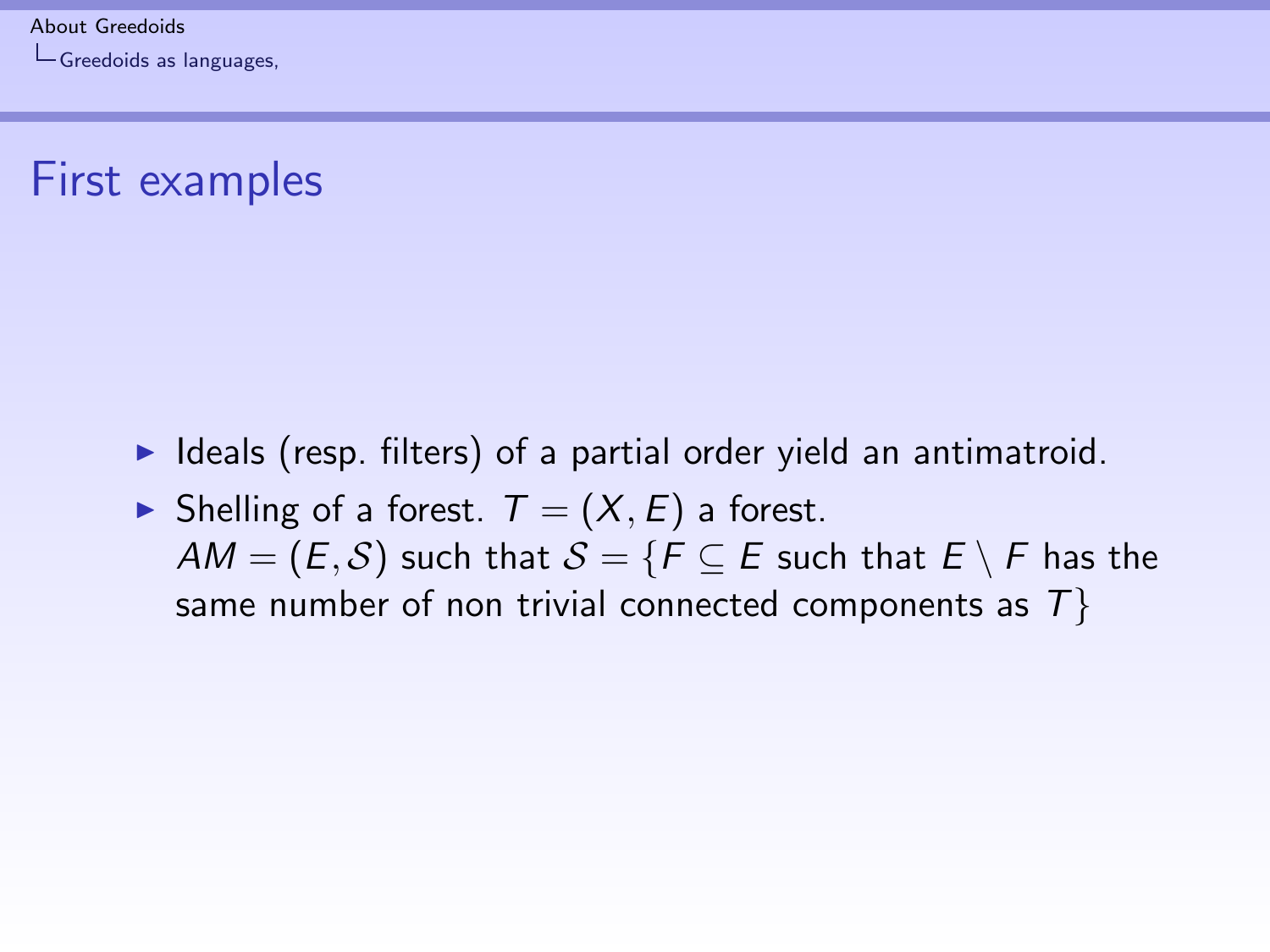# First examples

- Ideals (resp. filters) of a partial order yield an antimatroid.
- Shelling of a forest. $T = (X, E)$ a forest.
  $AM = (E, \mathcal{S})$ such that $\mathcal{S} = \{F \subseteq E$ such that $E \setminus F$ has the same number of non trivial connected components as $T\}$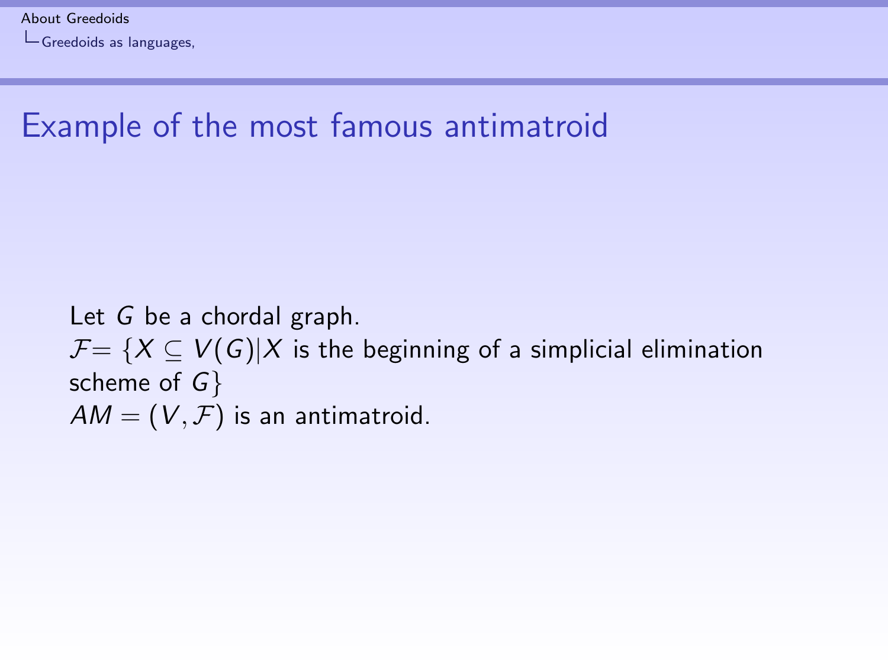## Example of the most famous antimatroid

Let $G$ be a chordal graph.
$\mathcal{F}= \{X \subseteq V(G) | X$ is the beginning of a simplicial elimination scheme of $G\}$
$AM = (V, \mathcal{F})$ is an antimatroid.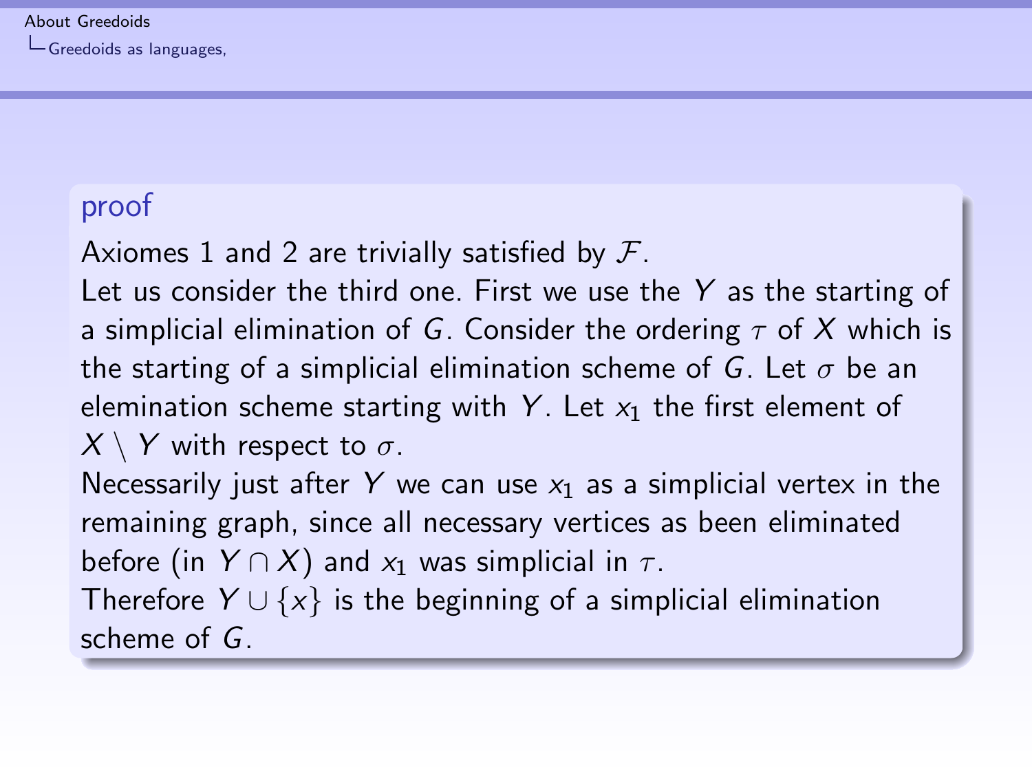**proof**

Axiomes 1 and 2 are trivially satisfied by $\mathcal{F}$.
Let us consider the third one. First we use the $Y$ as the starting of a simplicial elimination of $G$. Consider the ordering $\tau$ of $X$ which is the starting of a simplicial elimination scheme of $G$. Let $\sigma$ be an elemination scheme starting with $Y$. Let $x_1$ the first element of $X \setminus Y$ with respect to $\sigma$.
Necessarily just after $Y$ we can use $x_1$ as a simplicial vertex in the remaining graph, since all necessary vertices as been eliminated before (in $Y \cap X$) and $x_1$ was simplicial in $\tau$.
Therefore $Y \cup \{x\}$ is the beginning of a simplicial elimination scheme of $G$.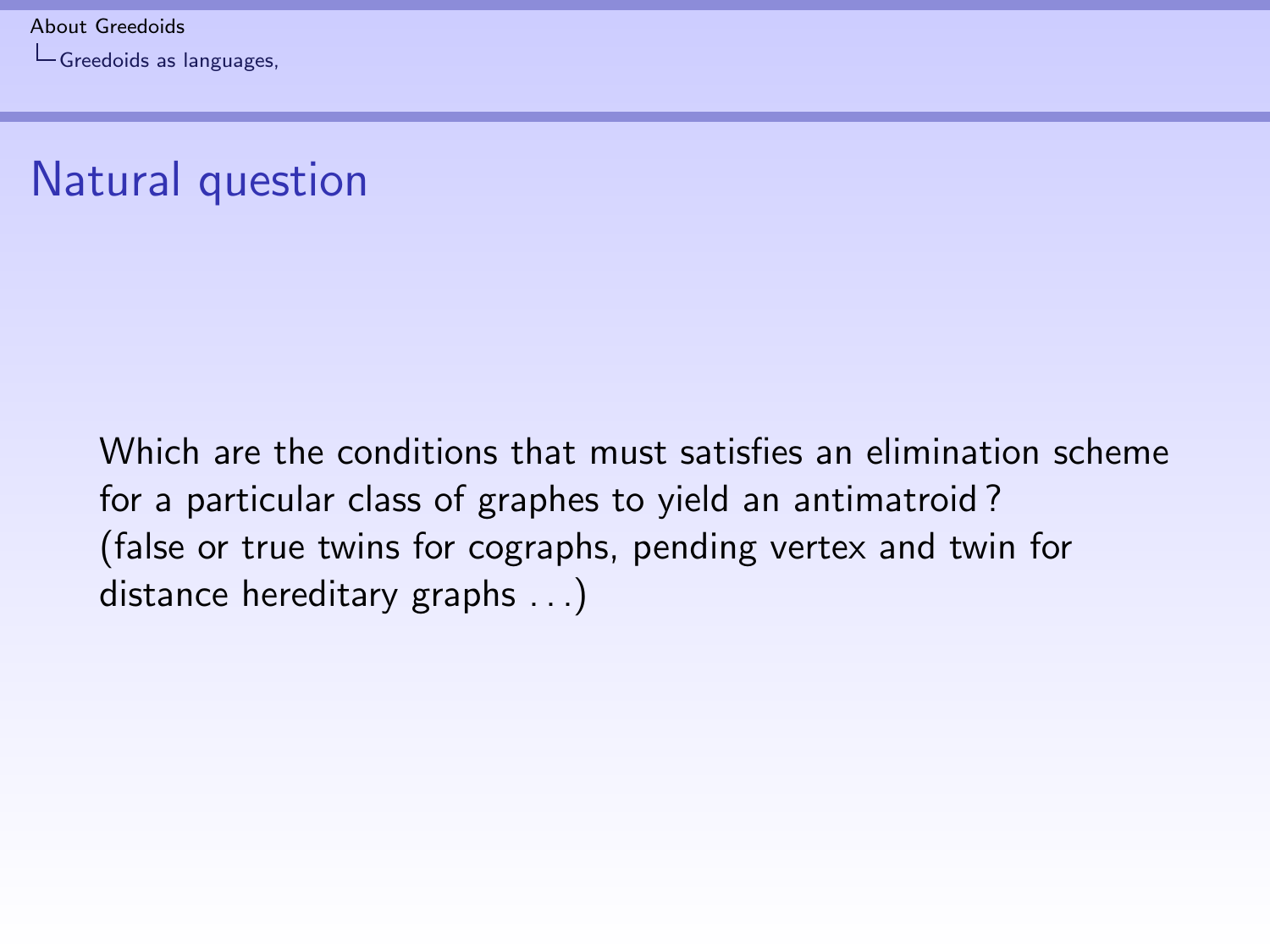## Natural question

Which are the conditions that must satisfies an elimination scheme for a particular class of graphes to yield an antimatroid ?
(false or true twins for cographs, pending vertex and twin for distance hereditary graphs . . .)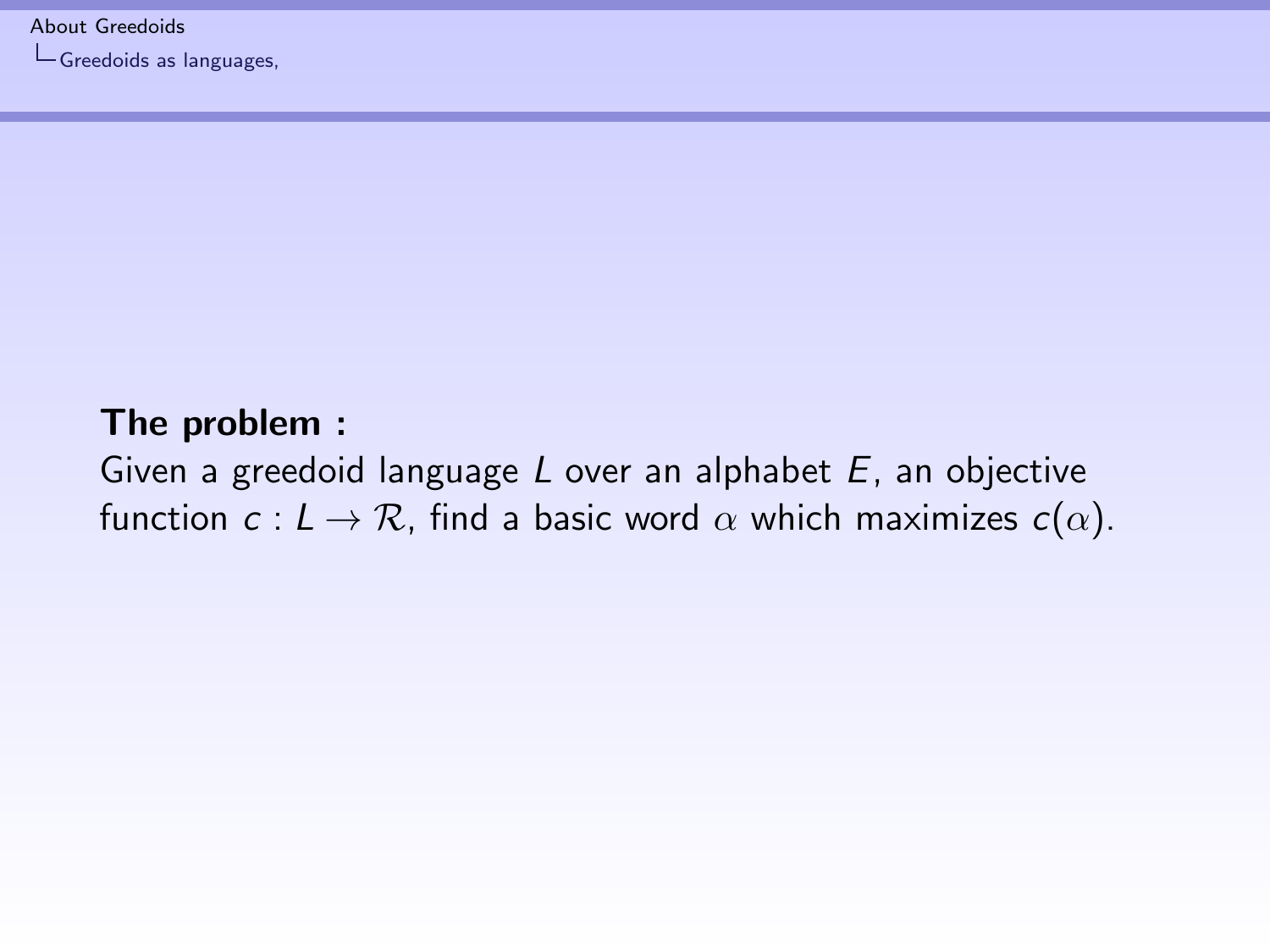**The problem :**

Given a greedoid language $L$ over an alphabet $E$, an objective function $c : L \rightarrow \mathcal{R}$, find a basic word $\alpha$ which maximizes $c(\alpha)$.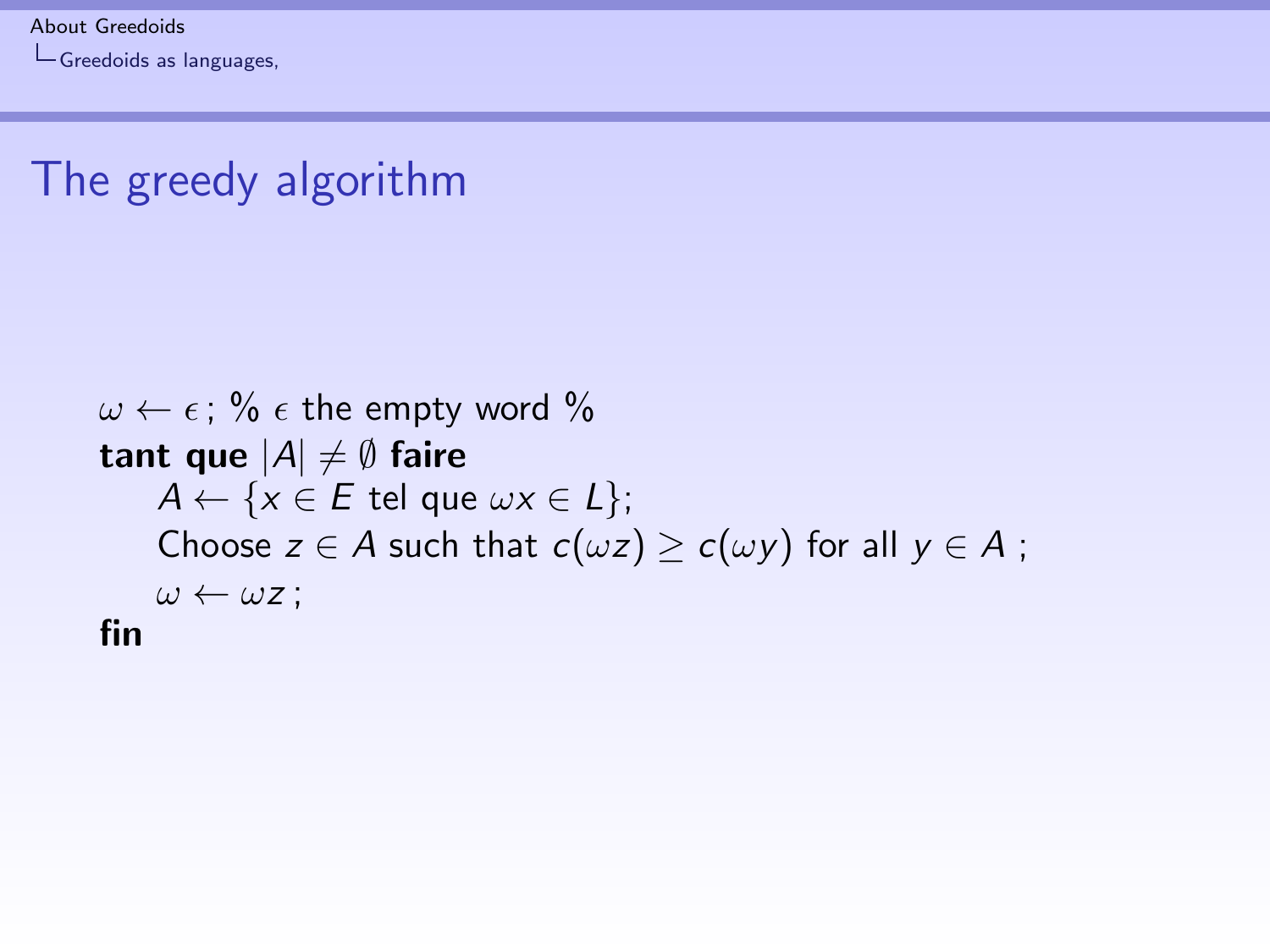# The greedy algorithm

$\omega \leftarrow \epsilon$ ; % $\epsilon$ the empty word %
**tant que** $|A| \neq \emptyset$ **faire**
  $A \leftarrow \{x \in E$ tel que $\omega x \in L\}$;
  Choose $z \in A$ such that $c(\omega z) \geq c(\omega y)$ for all $y \in A$ ;
  $\omega \leftarrow \omega z$ ;
**fin**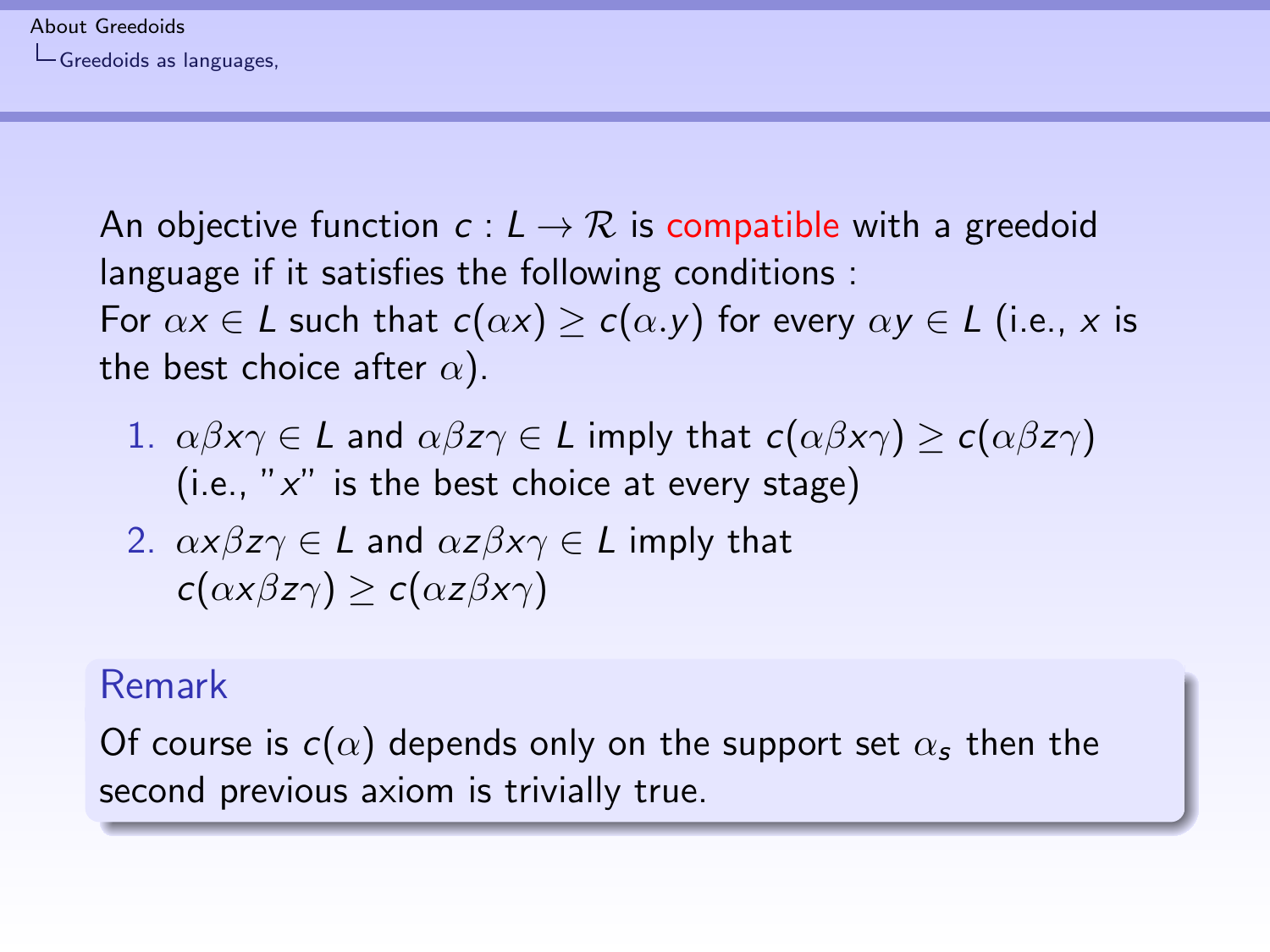An objective function $c : L \to \mathcal{R}$ is compatible with a greedoid language if it satisfies the following conditions :
For $\alpha x \in L$ such that $c(\alpha x) \geq c(\alpha . y)$ for every $\alpha y \in L$ (i.e., $x$ is the best choice after $\alpha$).

1. $\alpha\beta x\gamma \in L$ and $\alpha\beta z\gamma \in L$ imply that $c(\alpha\beta x\gamma) \geq c(\alpha\beta z\gamma)$ (i.e., "$x$" is the best choice at every stage)
2. $\alpha x\beta z\gamma \in L$ and $\alpha z\beta x\gamma \in L$ imply that $c(\alpha x\beta z\gamma) \geq c(\alpha z\beta x\gamma)$

**Remark**

Of course is $c(\alpha)$ depends only on the support set $\alpha_s$ then the second previous axiom is trivially true.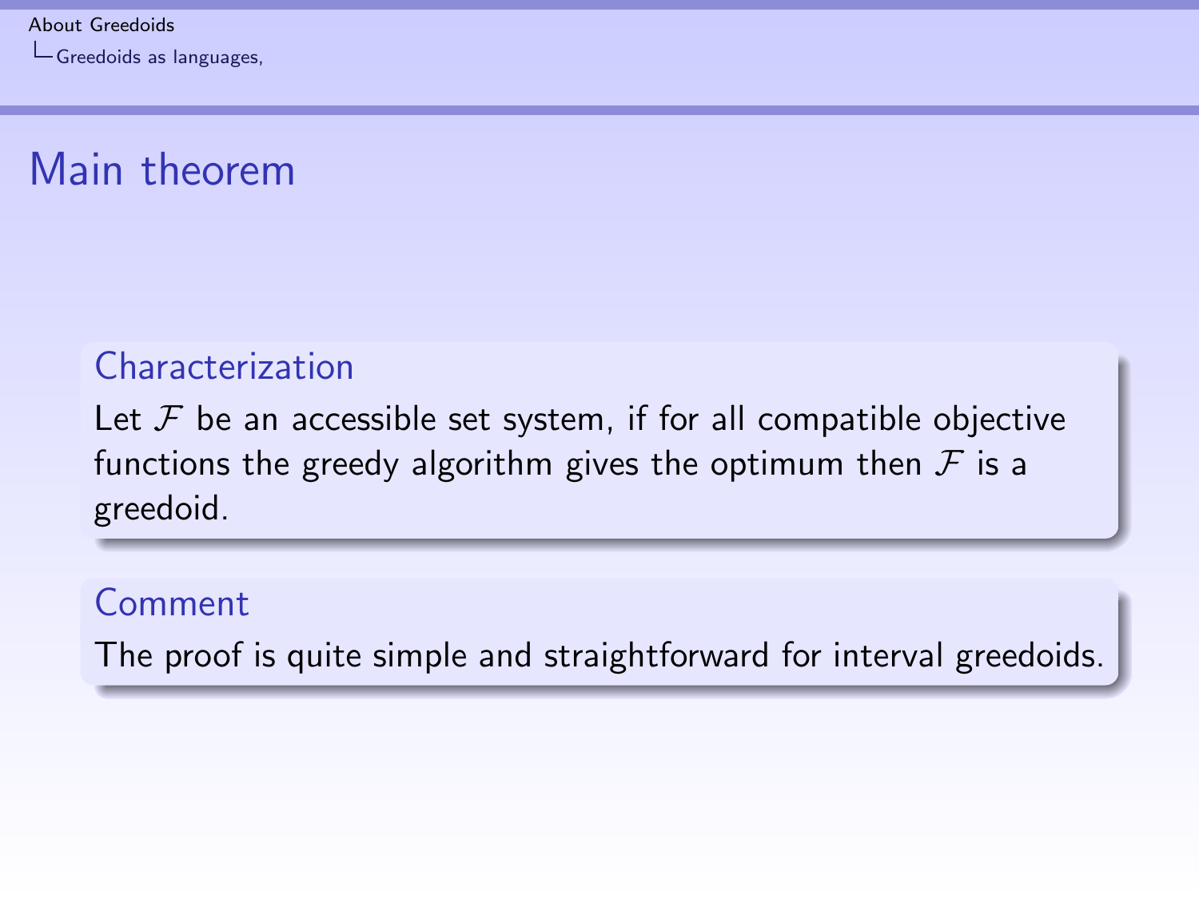# Main theorem

### Characterization

Let $\mathcal{F}$ be an accessible set system, if for all compatible objective functions the greedy algorithm gives the optimum then $\mathcal{F}$ is a greedoid.

### Comment

The proof is quite simple and straightforward for interval greedoids.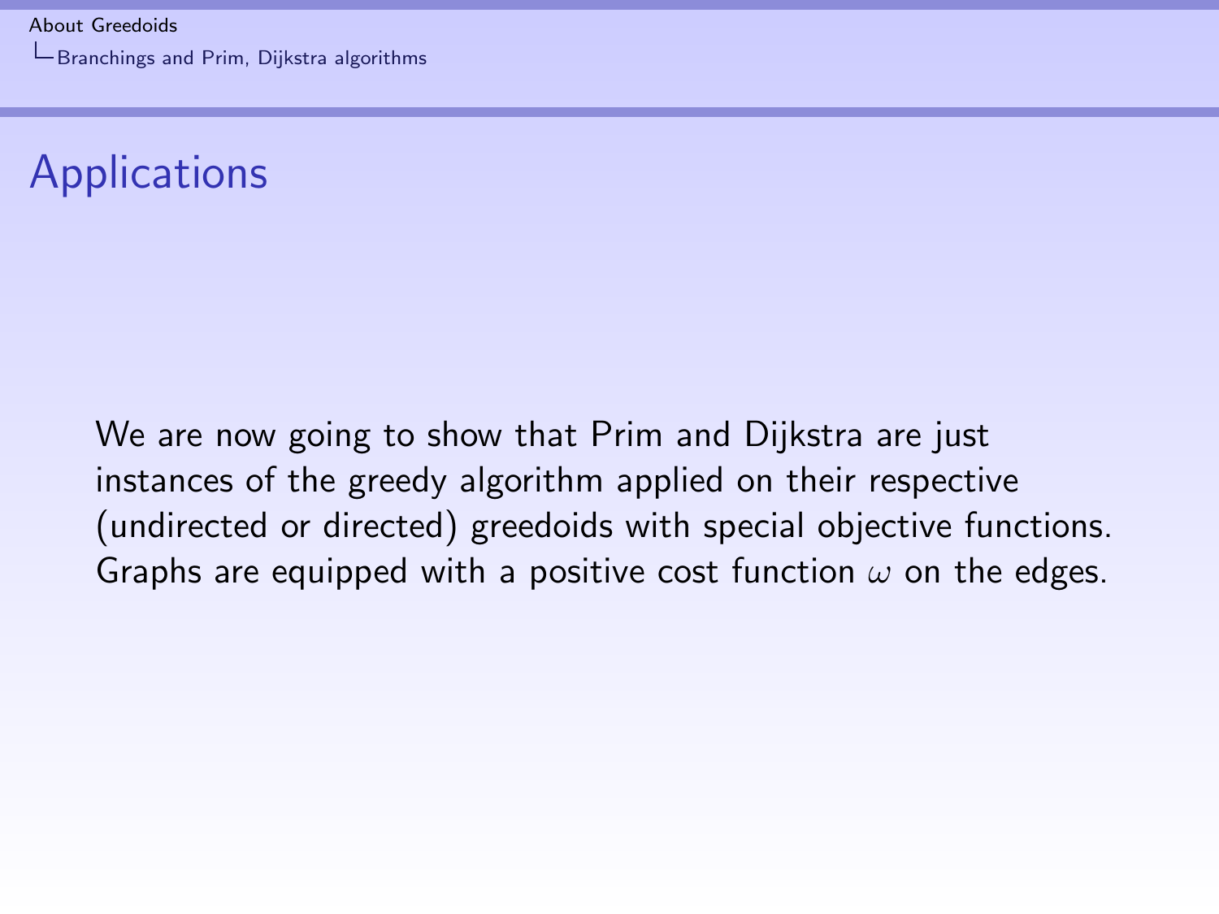# Applications

We are now going to show that Prim and Dijkstra are just instances of the greedy algorithm applied on their respective (undirected or directed) greedoids with special objective functions. Graphs are equipped with a positive cost function $\omega$ on the edges.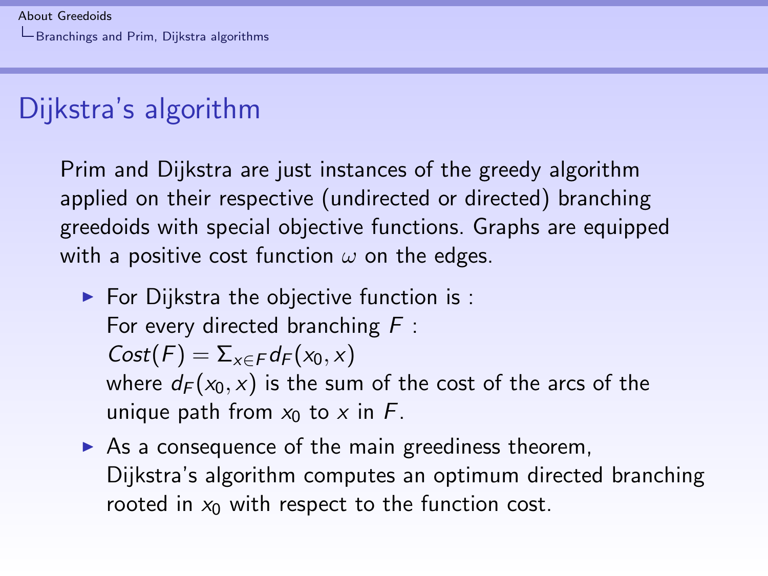# Dijkstra's algorithm

Prim and Dijkstra are just instances of the greedy algorithm applied on their respective (undirected or directed) branching greedoids with special objective functions. Graphs are equipped with a positive cost function $\omega$ on the edges.

- For Dijkstra the objective function is :
  For every directed branching $F$ :
  $Cost(F) = \Sigma_{x \in F} d_F(x_0, x)$
  where $d_F(x_0, x)$ is the sum of the cost of the arcs of the unique path from $x_0$ to $x$ in $F$.
- As a consequence of the main greediness theorem, Dijkstra's algorithm computes an optimum directed branching rooted in $x_0$ with respect to the function cost.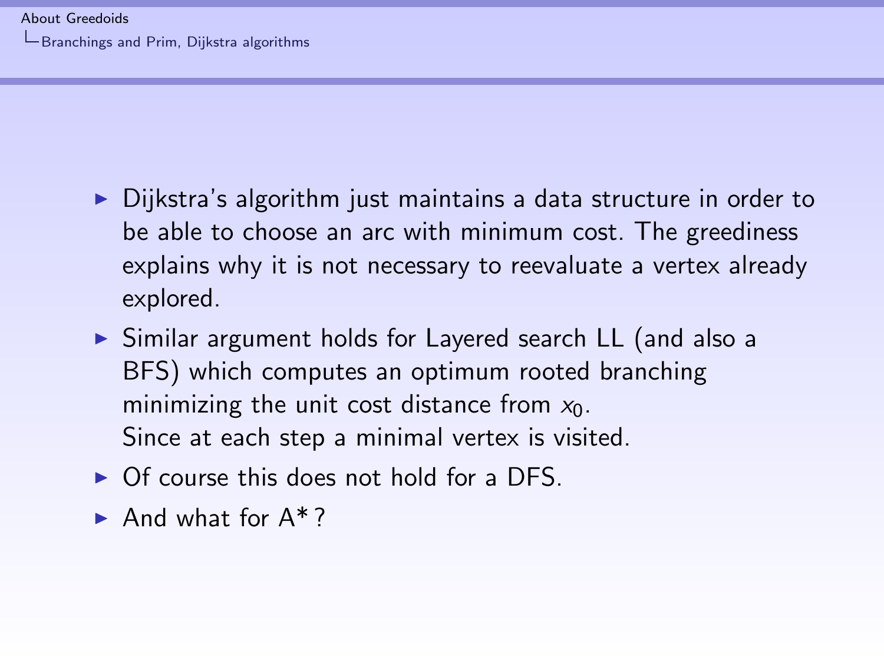- Dijkstra's algorithm just maintains a data structure in order to be able to choose an arc with minimum cost. The greediness explains why it is not necessary to reevaluate a vertex already explored.
- Similar argument holds for Layered search LL (and also a BFS) which computes an optimum rooted branching minimizing the unit cost distance from $x_0$.
  Since at each step a minimal vertex is visited.
- Of course this does not hold for a DFS.
- And what for A* ?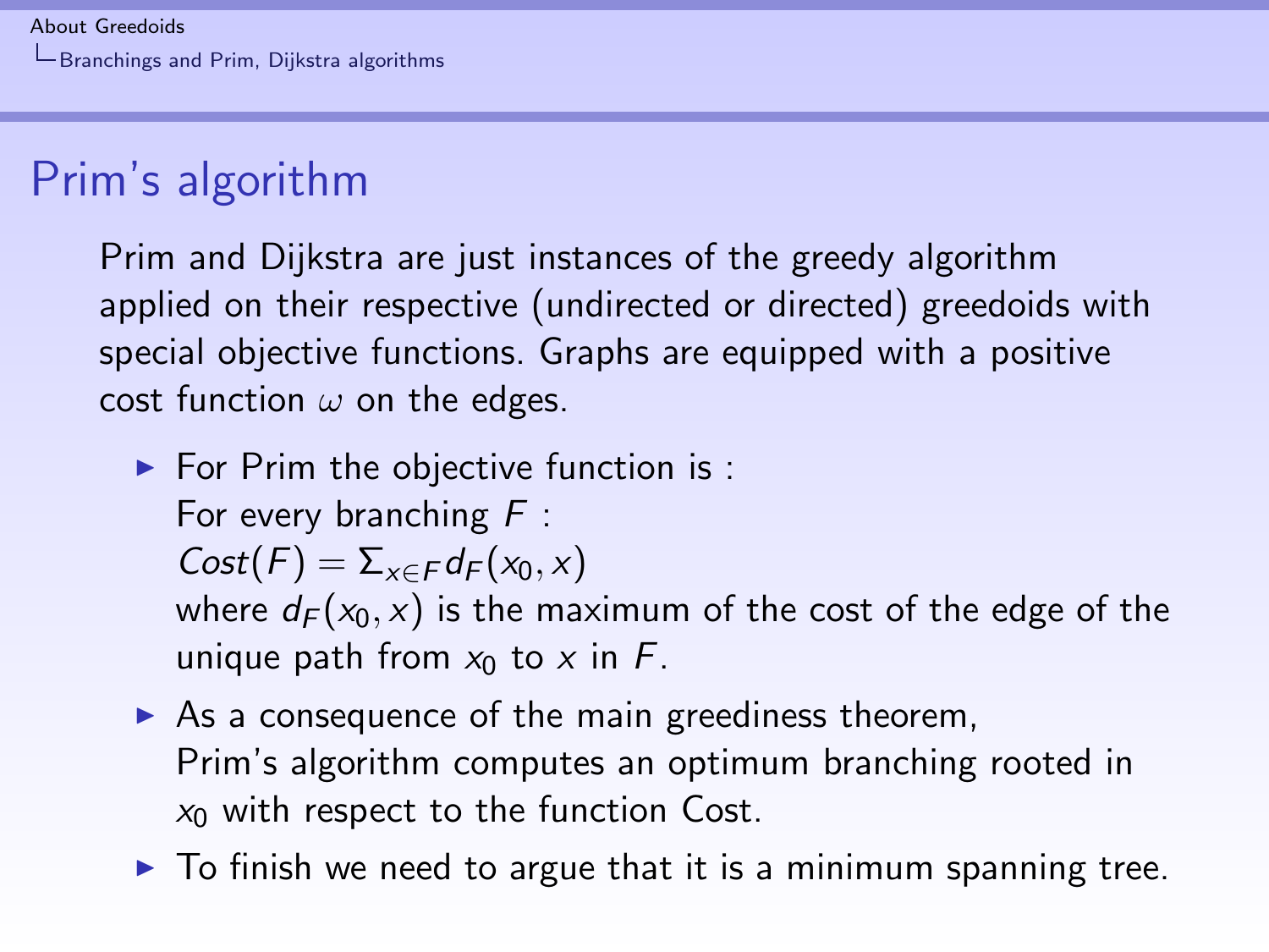# Prim's algorithm

Prim and Dijkstra are just instances of the greedy algorithm applied on their respective (undirected or directed) greedoids with special objective functions. Graphs are equipped with a positive cost function $\omega$ on the edges.

- For Prim the objective function is :
  For every branching $F$ :
  $Cost(F) = \Sigma_{x \in F} d_F(x_0, x)$
  where $d_F(x_0, x)$ is the maximum of the cost of the edge of the unique path from $x_0$ to $x$ in $F$.
- As a consequence of the main greediness theorem, Prim's algorithm computes an optimum branching rooted in $x_0$ with respect to the function Cost.
- To finish we need to argue that it is a minimum spanning tree.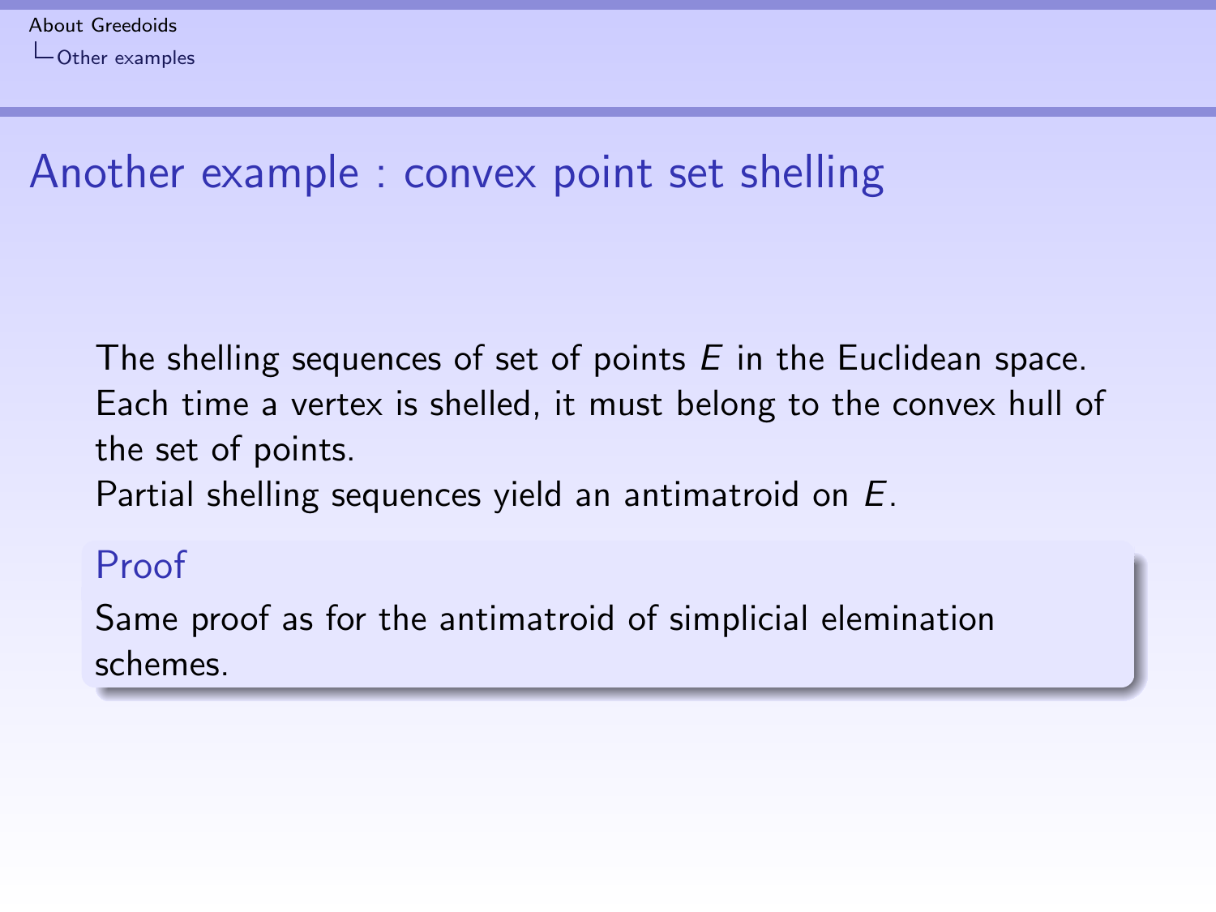# Another example : convex point set shelling

The shelling sequences of set of points $E$ in the Euclidean space. Each time a vertex is shelled, it must belong to the convex hull of the set of points.

Partial shelling sequences yield an antimatroid on $E$.

**Proof**

Same proof as for the antimatroid of simplicial elemination schemes.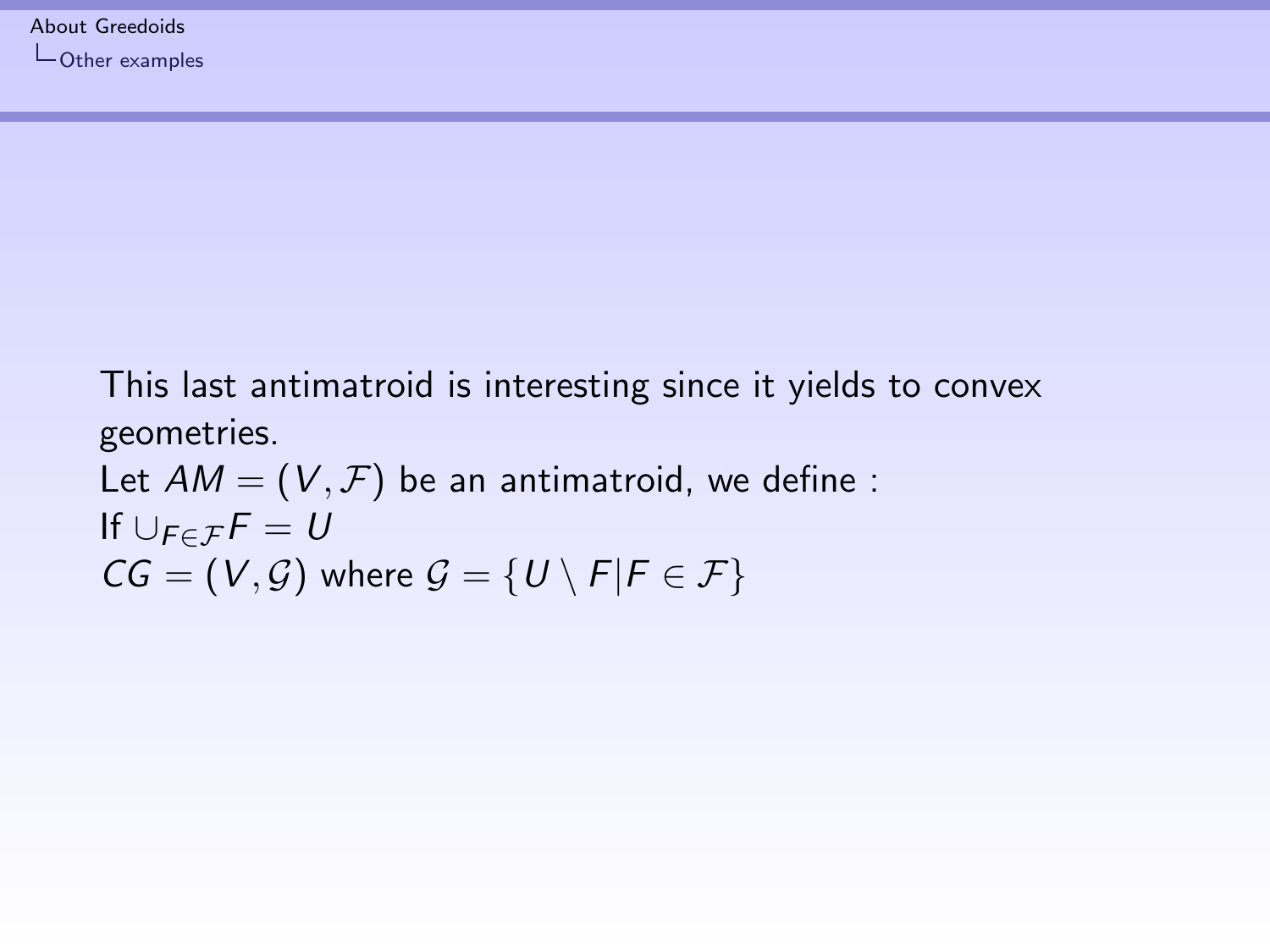This last antimatroid is interesting since it yields to convex geometries.

Let $AM = (V, \mathcal{F})$ be an antimatroid, we define :

If $\cup_{F \in \mathcal{F}} F = U$

$CG = (V, \mathcal{G})$ where $\mathcal{G} = \{U \setminus F | F \in \mathcal{F}\}$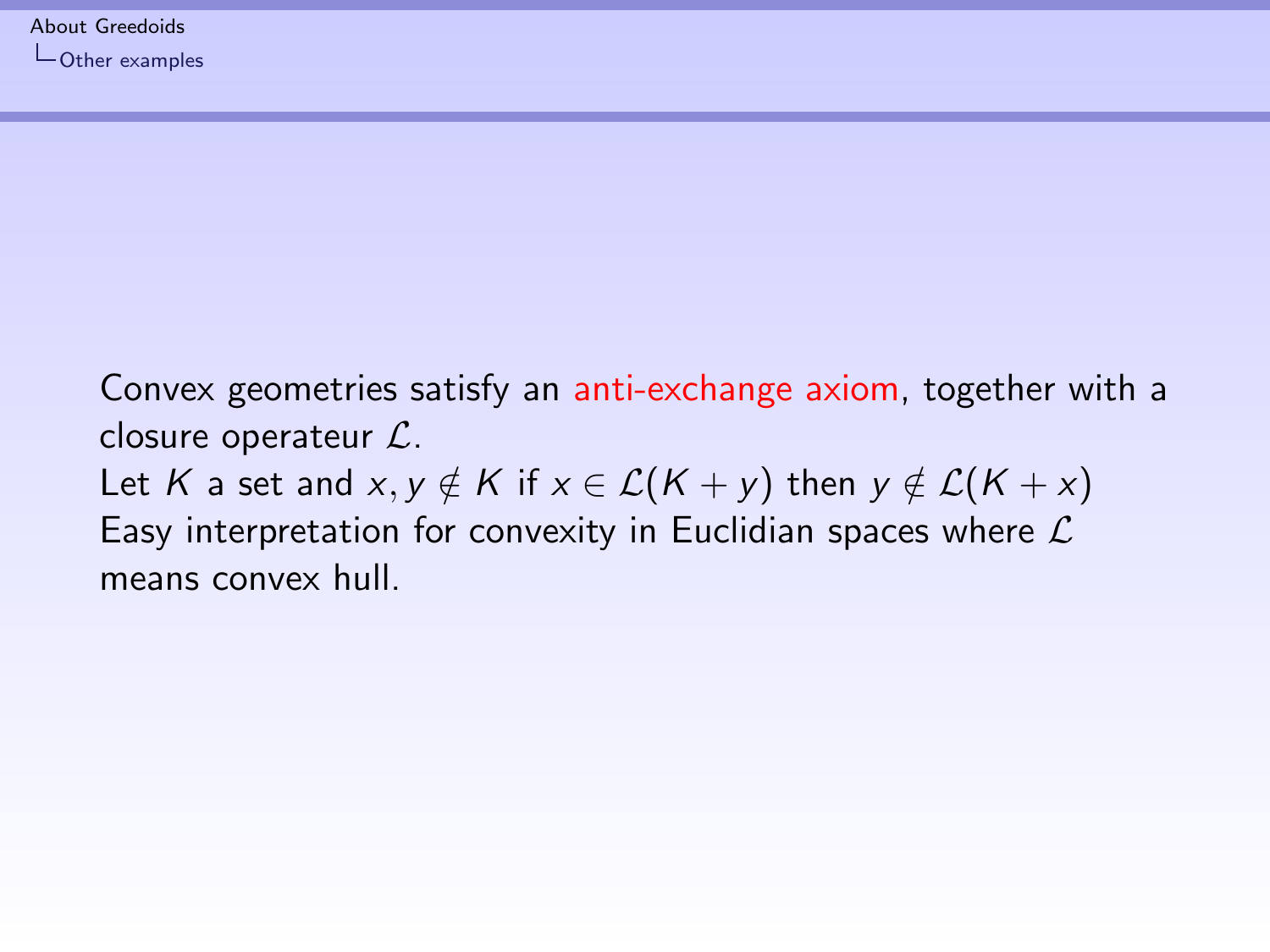Convex geometries satisfy an anti-exchange axiom, together with a closure operateur $\mathcal{L}$.
Let $K$ a set and $x, y \notin K$ if $x \in \mathcal{L}(K + y)$ then $y \notin \mathcal{L}(K + x)$
Easy interpretation for convexity in Euclidian spaces where $\mathcal{L}$ means convex hull.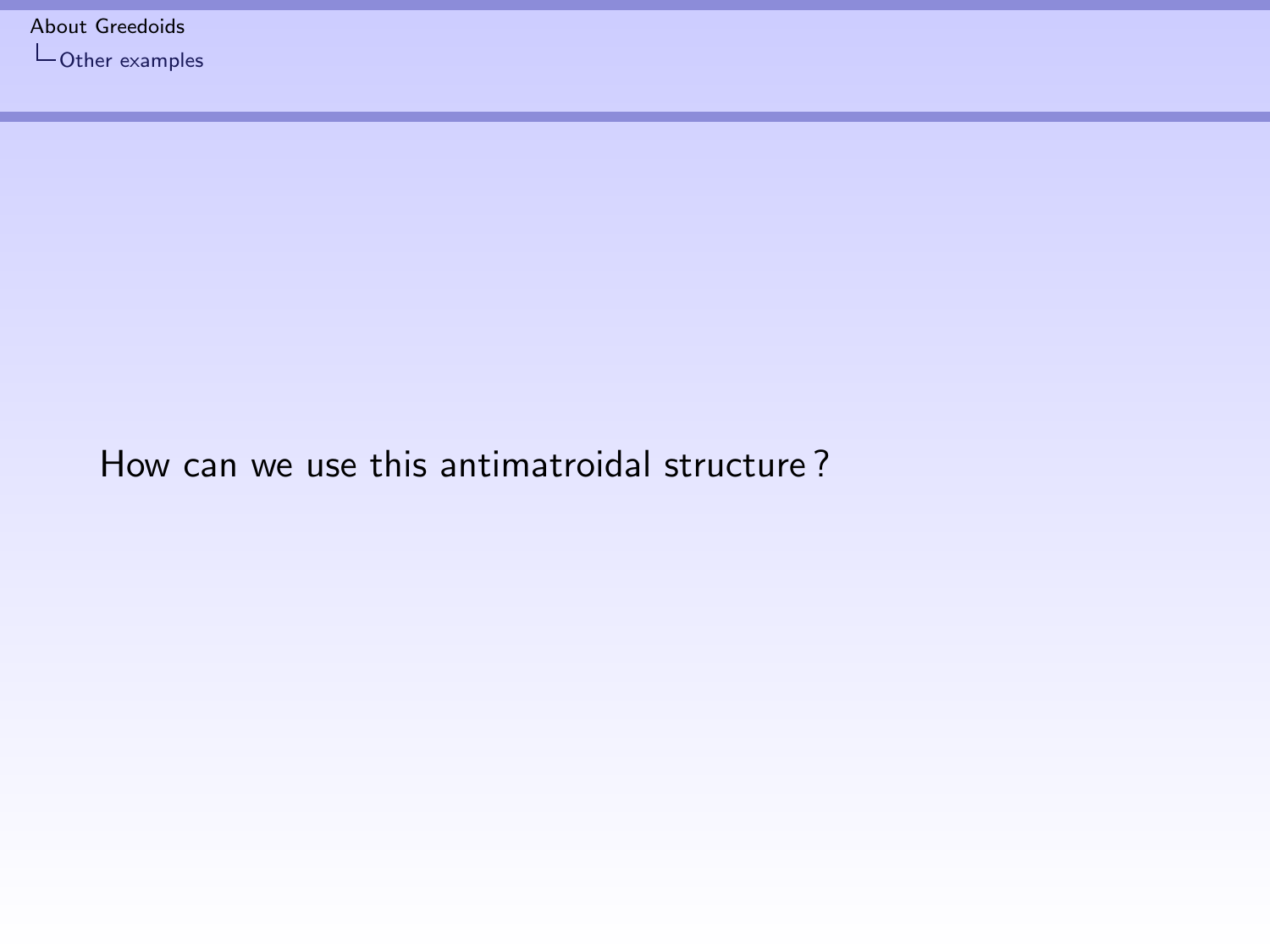How can we use this antimatroidal structure ?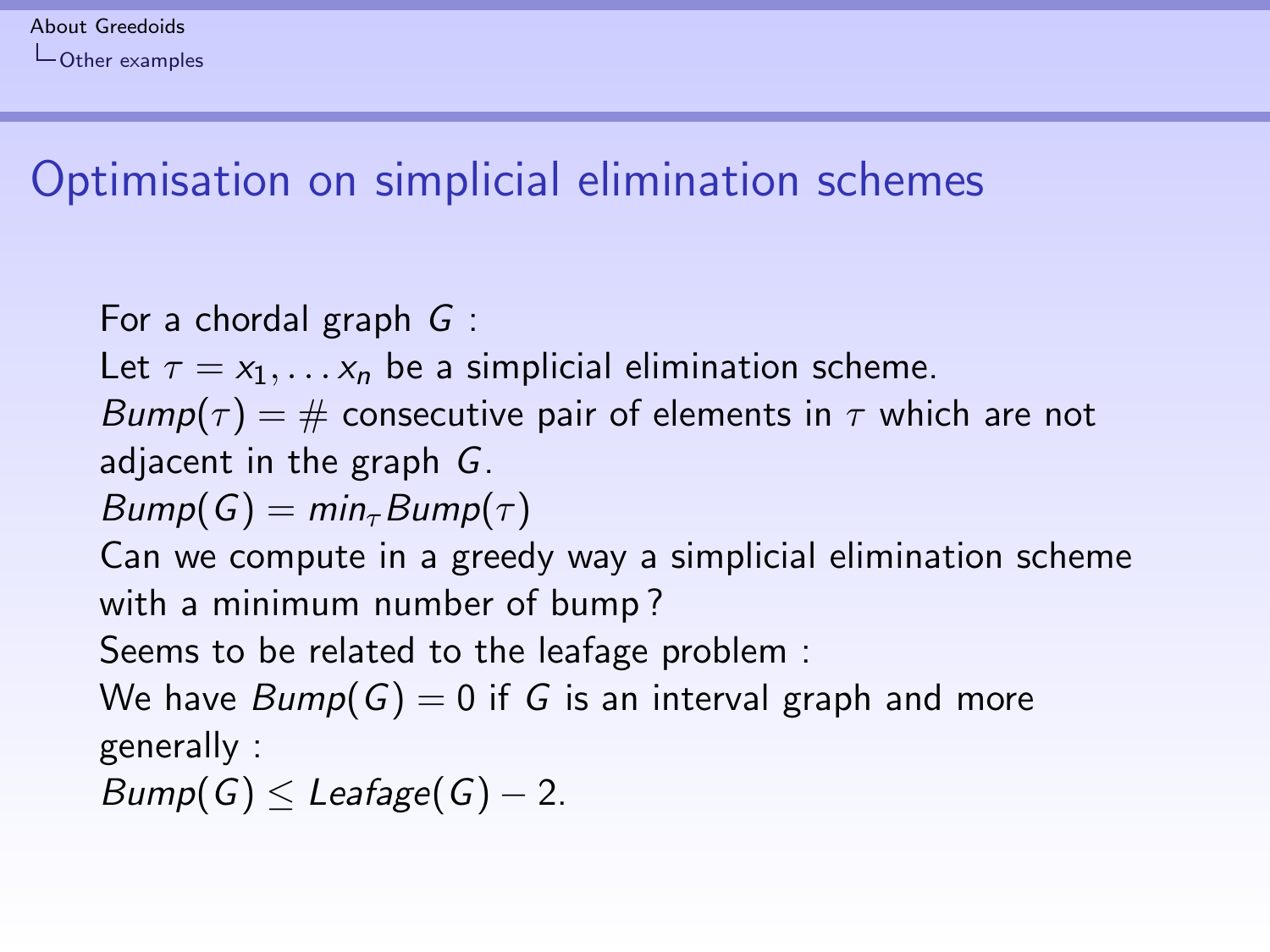# Optimisation on simplicial elimination schemes

For a chordal graph $G$ :
Let $\tau = x_1, \dots x_n$ be a simplicial elimination scheme.
$Bump(\tau) = \#$ consecutive pair of elements in $\tau$ which are not adjacent in the graph $G$.
$Bump(G) = min_\tau Bump(\tau)$
Can we compute in a greedy way a simplicial elimination scheme with a minimum number of bump ?
Seems to be related to the leafage problem :
We have $Bump(G) = 0$ if $G$ is an interval graph and more generally :
$Bump(G) \leq Leafage(G) - 2$.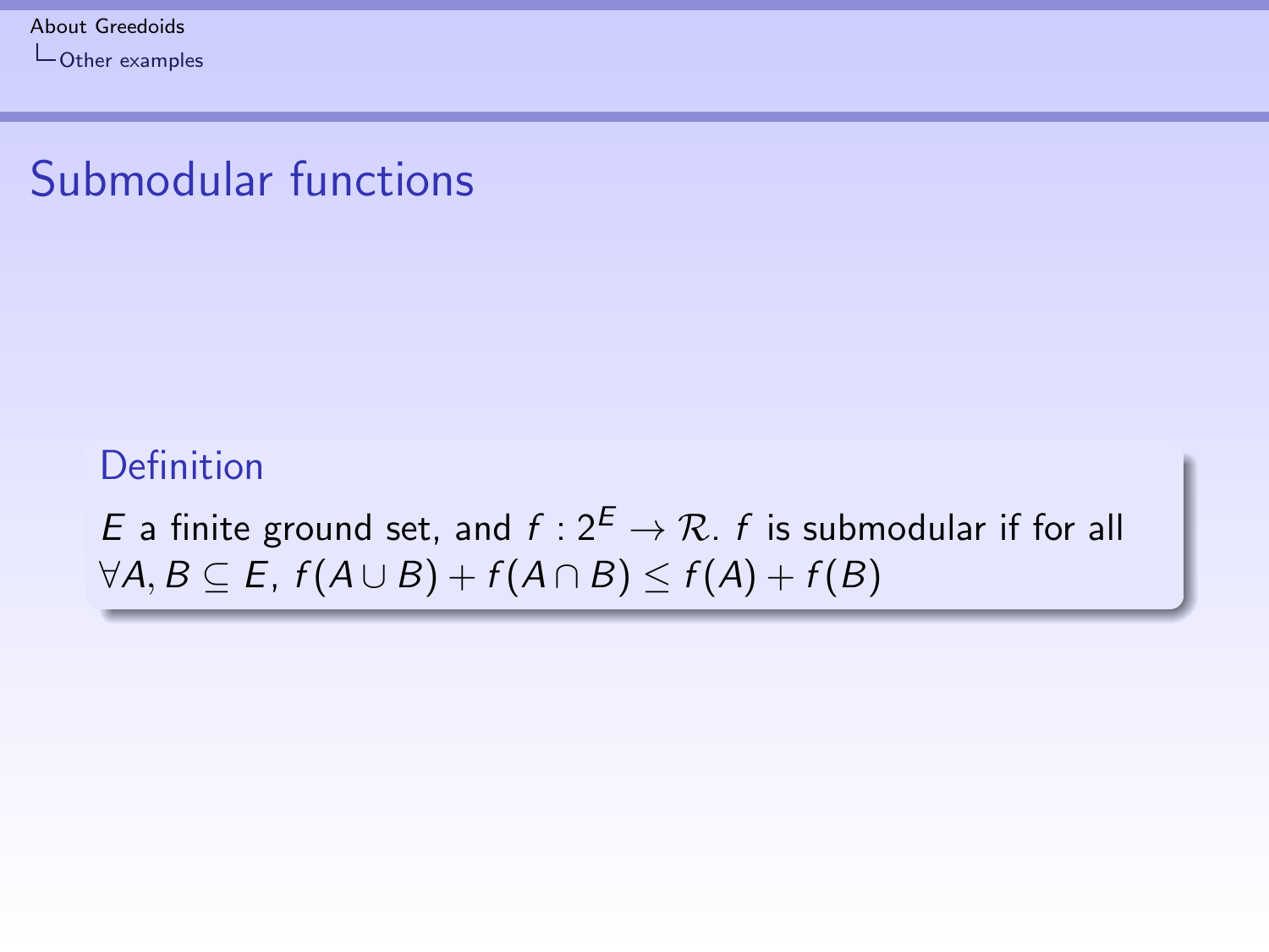# Submodular functions

**Definition**

$E$ a finite ground set, and $f : 2^E \to \mathcal{R}$. $f$ is submodular if for all $\forall A, B \subseteq E$, $f(A \cup B) + f(A \cap B) \leq f(A) + f(B)$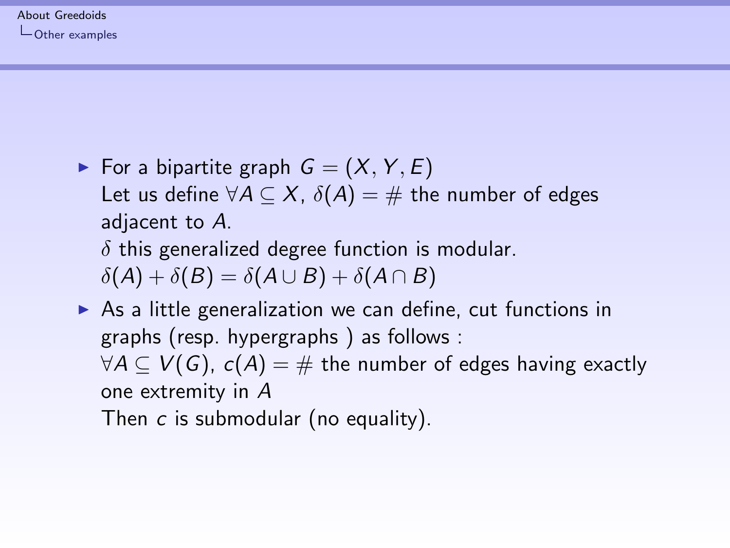- For a bipartite graph $G = (X, Y, E)$
  Let us define $\forall A \subseteq X$, $\delta(A) = \#$ the number of edges adjacent to $A$.
  $\delta$ this generalized degree function is modular.
  $\delta(A) + \delta(B) = \delta(A \cup B) + \delta(A \cap B)$
- As a little generalization we can define, cut functions in graphs (resp. hypergraphs ) as follows :
  $\forall A \subseteq V(G)$, $c(A) = \#$ the number of edges having exactly one extremity in $A$
  Then $c$ is submodular (no equality).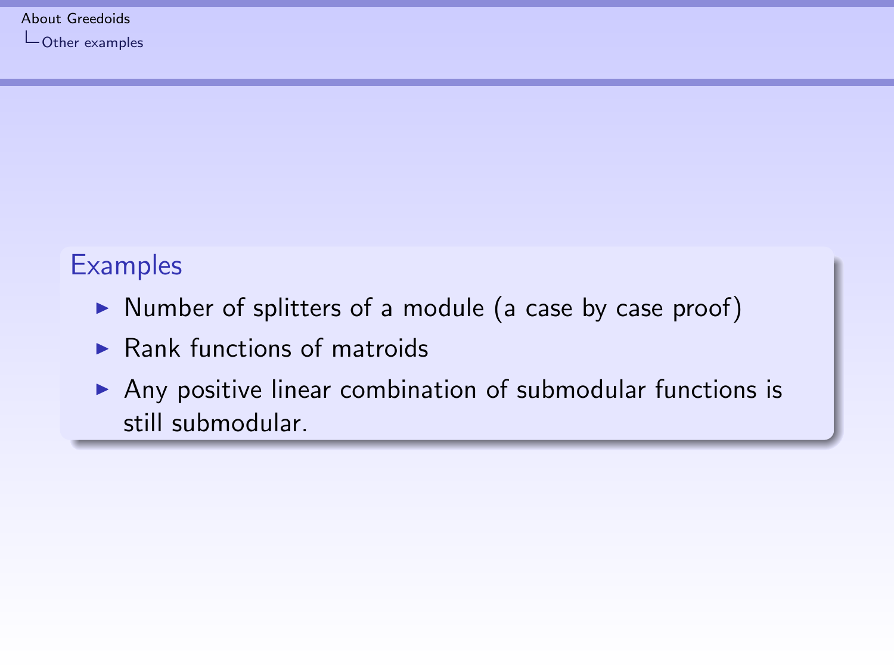## Examples

- Number of splitters of a module (a case by case proof)
- Rank functions of matroids
- Any positive linear combination of submodular functions is still submodular.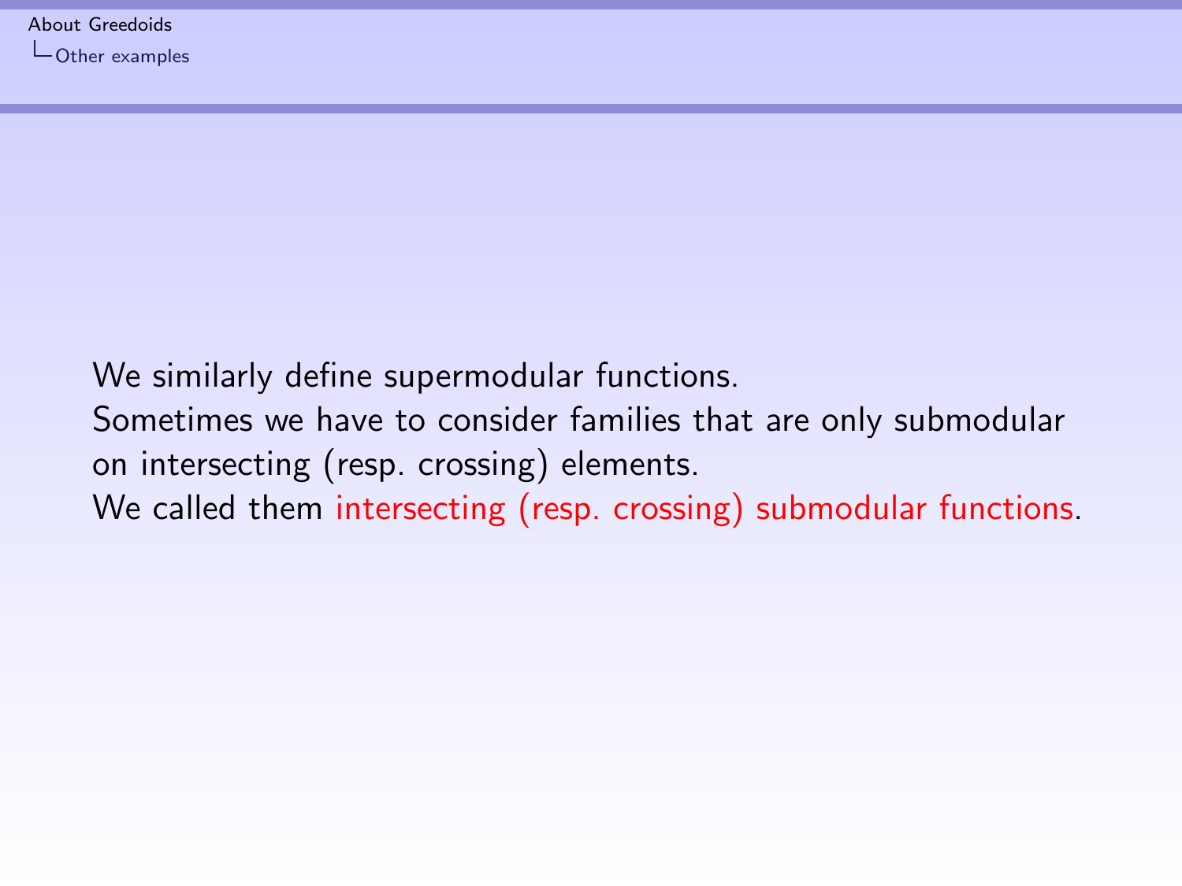We similarly define supermodular functions.
Sometimes we have to consider families that are only submodular on intersecting (resp. crossing) elements.
We called them intersecting (resp. crossing) submodular functions.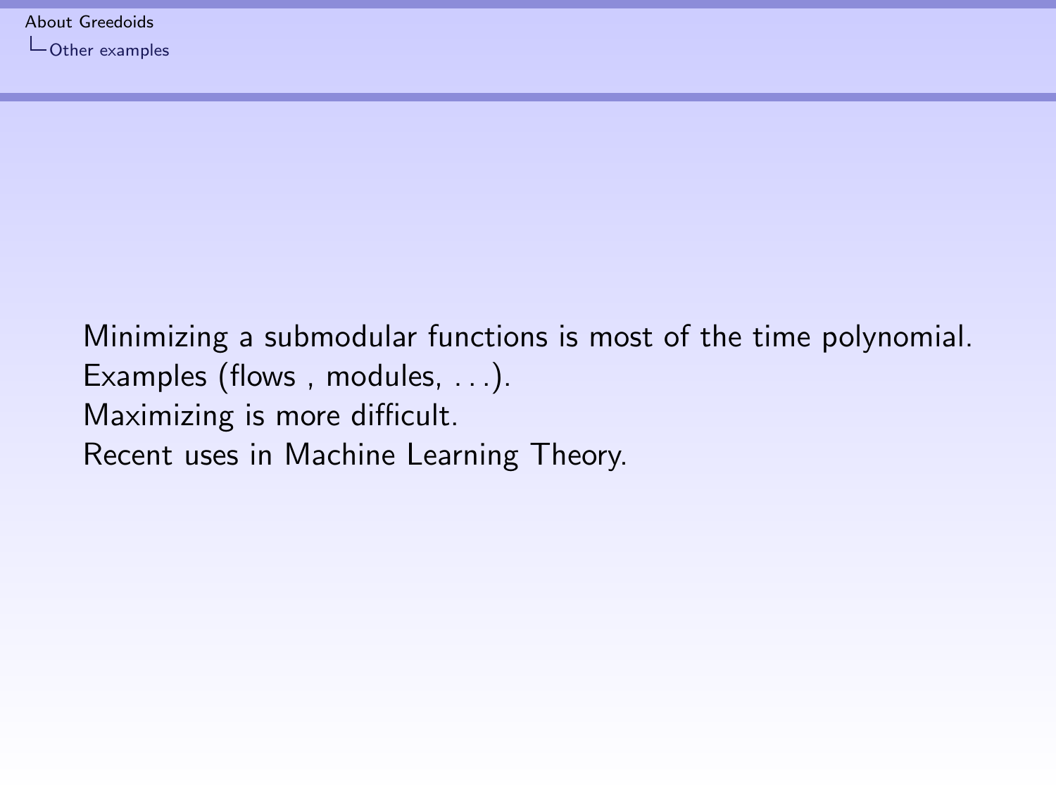Minimizing a submodular functions is most of the time polynomial.
Examples (flows , modules, . . .).
Maximizing is more difficult.
Recent uses in Machine Learning Theory.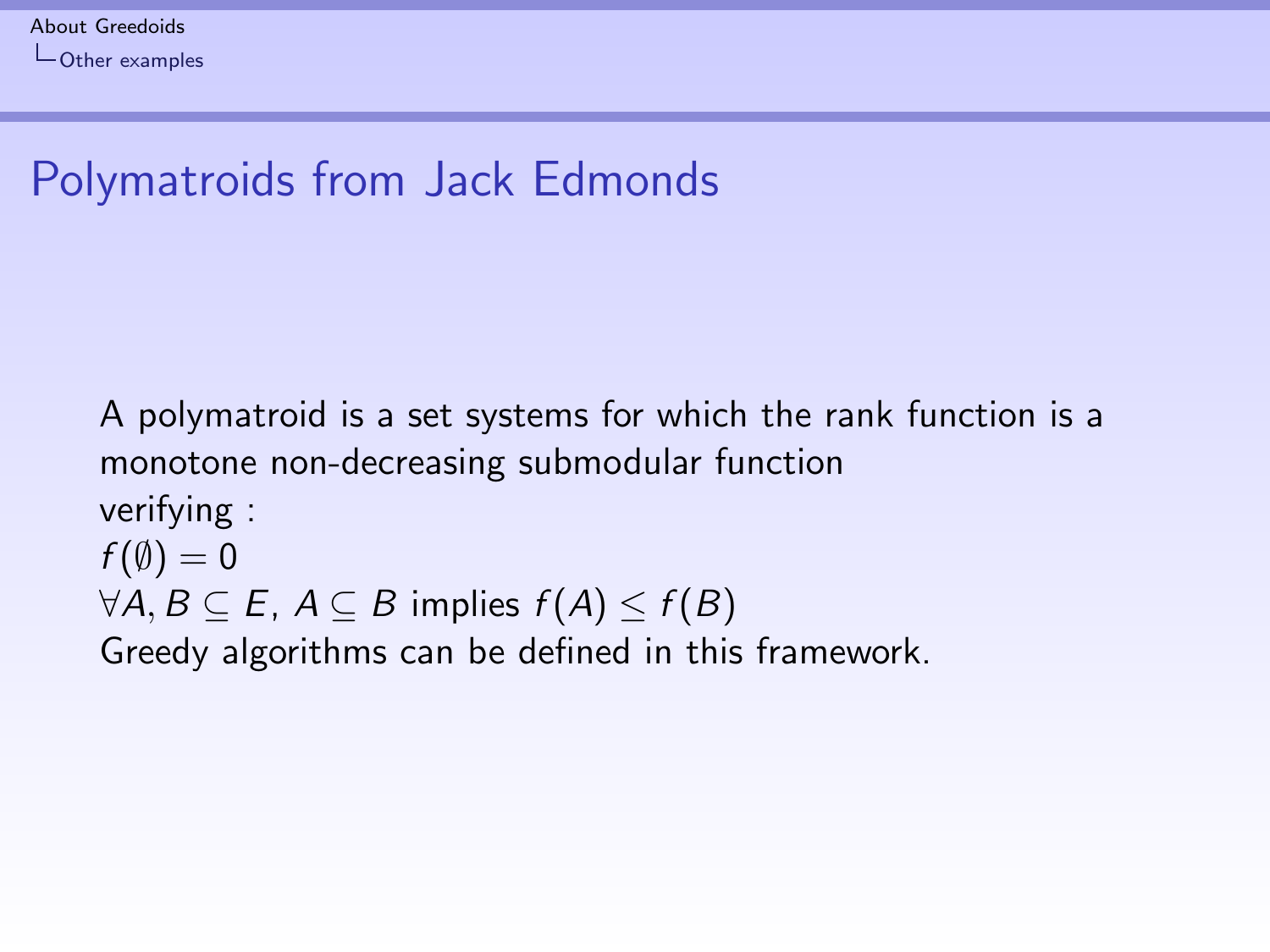# Polymatroids from Jack Edmonds

A polymatroid is a set systems for which the rank function is a monotone non-decreasing submodular function
verifying :
$f(\emptyset) = 0$
$\forall A, B \subseteq E$, $A \subseteq B$ implies $f(A) \leq f(B)$
Greedy algorithms can be defined in this framework.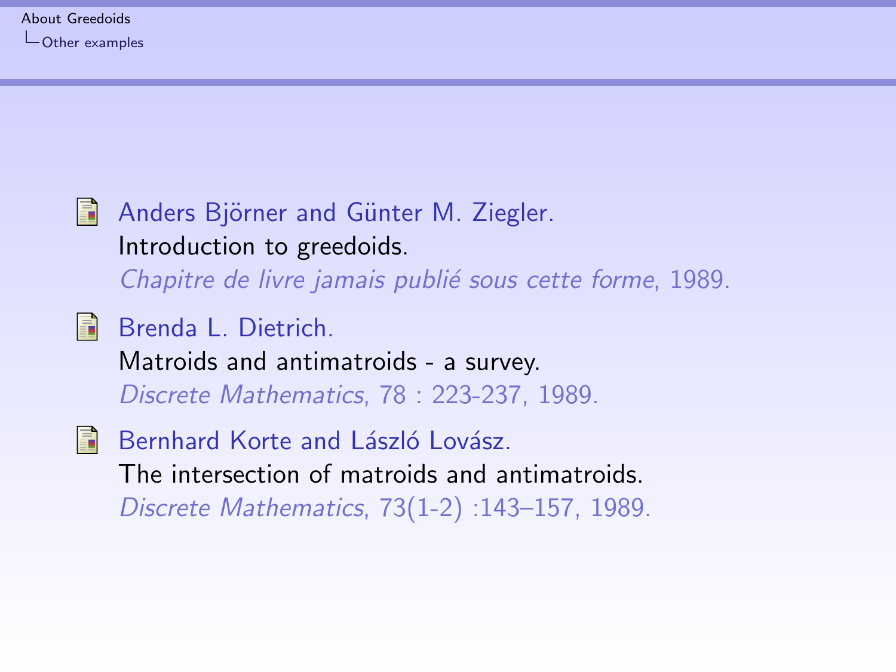- Anders Björner and Günter M. Ziegler.
  Introduction to greedoids.
  *Chapitre de livre jamais publié sous cette forme*, 1989.

- Brenda L. Dietrich.
  Matroids and antimatroids - a survey.
  *Discrete Mathematics*, 78 : 223-237, 1989.

- Bernhard Korte and László Lovász.
  The intersection of matroids and antimatroids.
  *Discrete Mathematics*, 73(1-2) :143–157, 1989.